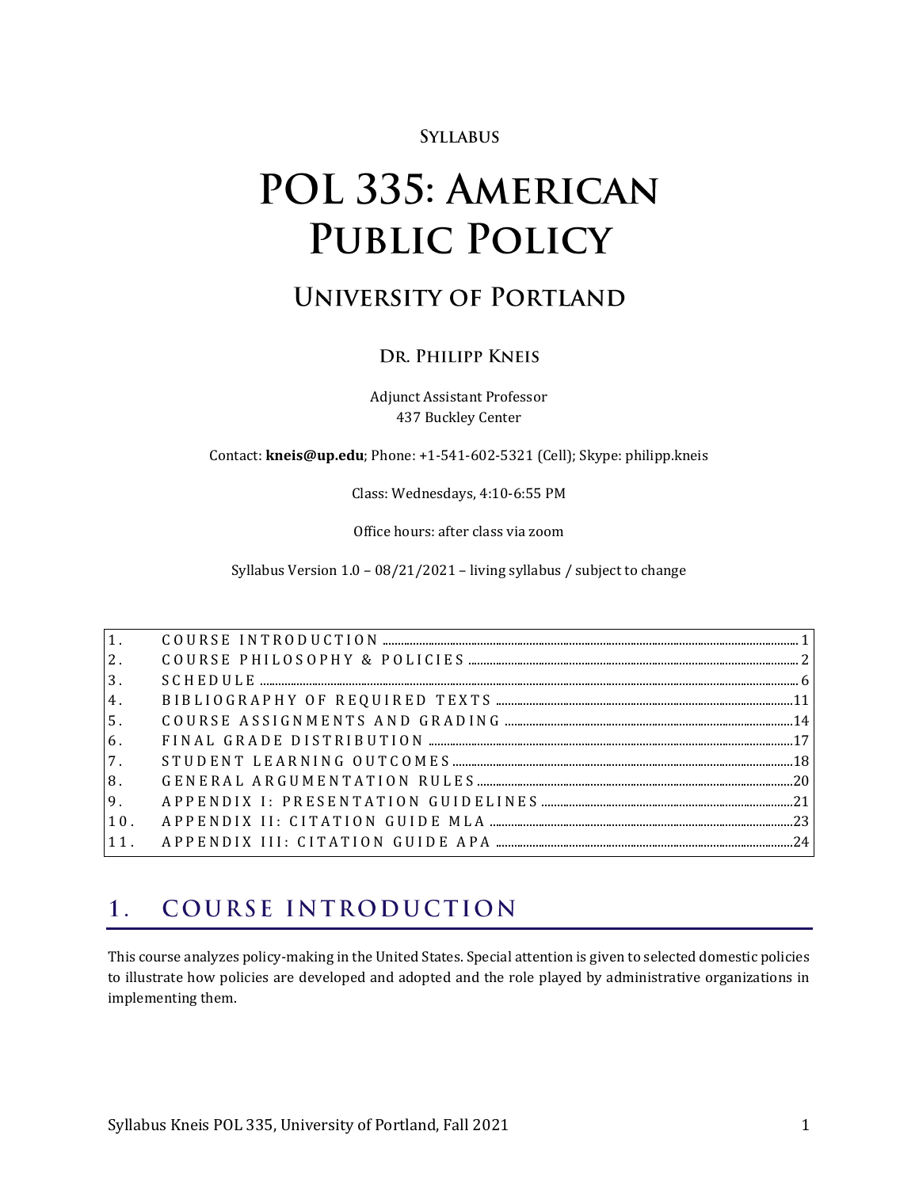**SYLLABUS**

# POL 335: AMERICAN PUBLIC POLICY

## UNIVERSITY OF PORTLAND

### DR. PHILIPP KNEIS

Adjunct Assistant Professor
437 Buckley Center

Contact: **kneis@up.edu**; Phone: +1-541-602-5321 (Cell); Skype: philipp.kneis

Class: Wednesdays, 4:10-6:55 PM

Office hours: after class via zoom

Syllabus Version 1.0 – 08/21/2021 – living syllabus / subject to change

| | | |
|---|---|---|
| 1. | COURSE INTRODUCTION | 1 |
| 2. | COURSE PHILOSOPHY & POLICIES | 2 |
| 3. | SCHEDULE | 6 |
| 4. | BIBLIOGRAPHY OF REQUIRED TEXTS | 11 |
| 5. | COURSE ASSIGNMENTS AND GRADING | 14 |
| 6. | FINAL GRADE DISTRIBUTION | 17 |
| 7. | STUDENT LEARNING OUTCOMES | 18 |
| 8. | GENERAL ARGUMENTATION RULES | 20 |
| 9. | APPENDIX I: PRESENTATION GUIDELINES | 21 |
| 10. | APPENDIX II: CITATION GUIDE MLA | 23 |
| 11. | APPENDIX III: CITATION GUIDE APA | 24 |

## 1. COURSE INTRODUCTION

This course analyzes policy-making in the United States. Special attention is given to selected domestic policies to illustrate how policies are developed and adopted and the role played by administrative organizations in implementing them.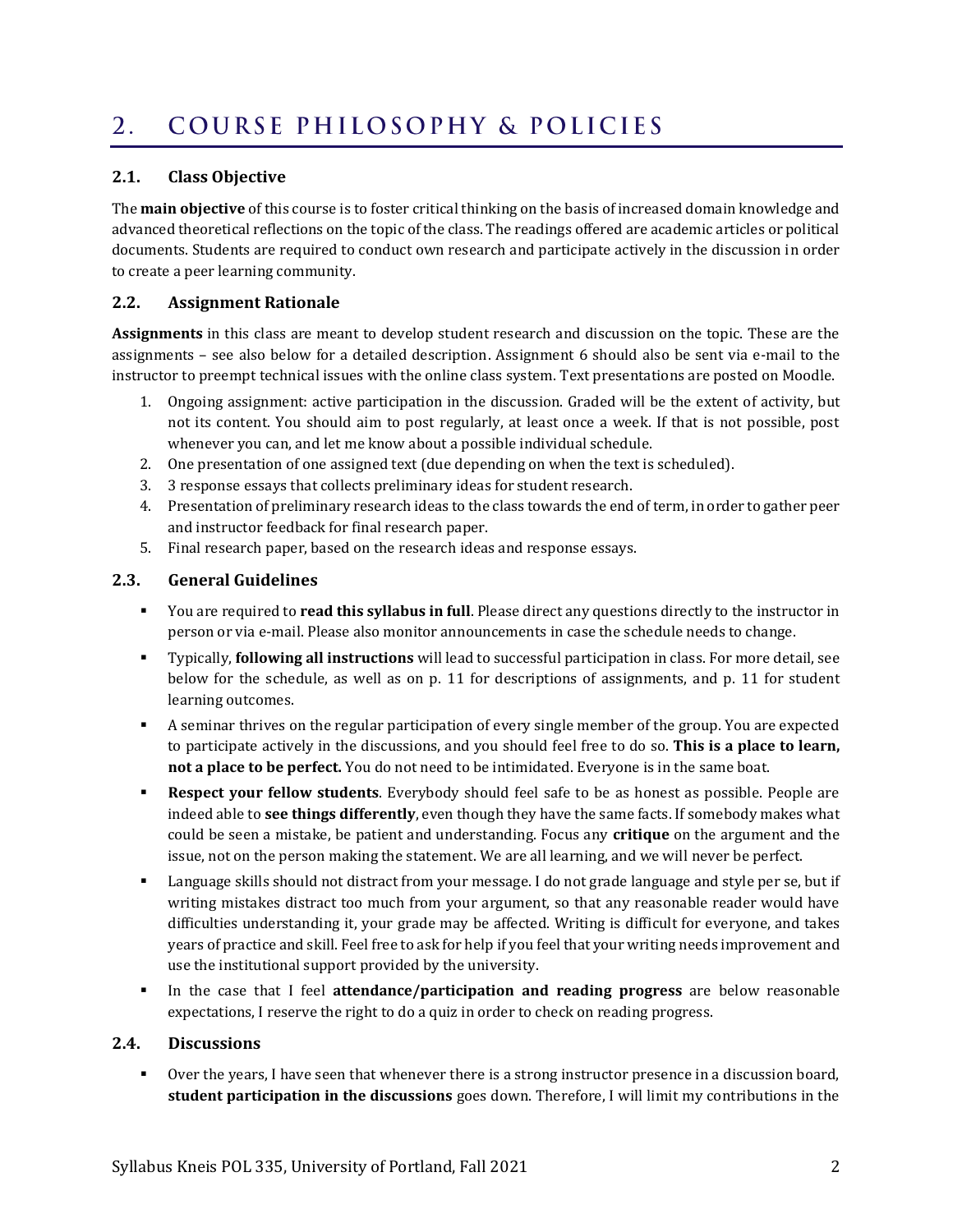# 2. COURSE PHILOSOPHY & POLICIES

## 2.1. Class Objective

The **main objective** of this course is to foster critical thinking on the basis of increased domain knowledge and advanced theoretical reflections on the topic of the class. The readings offered are academic articles or political documents. Students are required to conduct own research and participate actively in the discussion in order to create a peer learning community.

## 2.2. Assignment Rationale

**Assignments** in this class are meant to develop student research and discussion on the topic. These are the assignments – see also below for a detailed description. Assignment 6 should also be sent via e-mail to the instructor to preempt technical issues with the online class system. Text presentations are posted on Moodle.

1. Ongoing assignment: active participation in the discussion. Graded will be the extent of activity, but not its content. You should aim to post regularly, at least once a week. If that is not possible, post whenever you can, and let me know about a possible individual schedule.
2. One presentation of one assigned text (due depending on when the text is scheduled).
3. 3 response essays that collects preliminary ideas for student research.
4. Presentation of preliminary research ideas to the class towards the end of term, in order to gather peer and instructor feedback for final research paper.
5. Final research paper, based on the research ideas and response essays.

## 2.3. General Guidelines

- You are required to **read this syllabus in full**. Please direct any questions directly to the instructor in person or via e-mail. Please also monitor announcements in case the schedule needs to change.
- Typically, **following all instructions** will lead to successful participation in class. For more detail, see below for the schedule, as well as on p. 11 for descriptions of assignments, and p. 11 for student learning outcomes.
- A seminar thrives on the regular participation of every single member of the group. You are expected to participate actively in the discussions, and you should feel free to do so. **This is a place to learn, not a place to be perfect.** You do not need to be intimidated. Everyone is in the same boat.
- **Respect your fellow students**. Everybody should feel safe to be as honest as possible. People are indeed able to **see things differently**, even though they have the same facts. If somebody makes what could be seen a mistake, be patient and understanding. Focus any **critique** on the argument and the issue, not on the person making the statement. We are all learning, and we will never be perfect.
- Language skills should not distract from your message. I do not grade language and style per se, but if writing mistakes distract too much from your argument, so that any reasonable reader would have difficulties understanding it, your grade may be affected. Writing is difficult for everyone, and takes years of practice and skill. Feel free to ask for help if you feel that your writing needs improvement and use the institutional support provided by the university.
- In the case that I feel **attendance/participation and reading progress** are below reasonable expectations, I reserve the right to do a quiz in order to check on reading progress.

## 2.4. Discussions

- Over the years, I have seen that whenever there is a strong instructor presence in a discussion board, **student participation in the discussions** goes down. Therefore, I will limit my contributions in the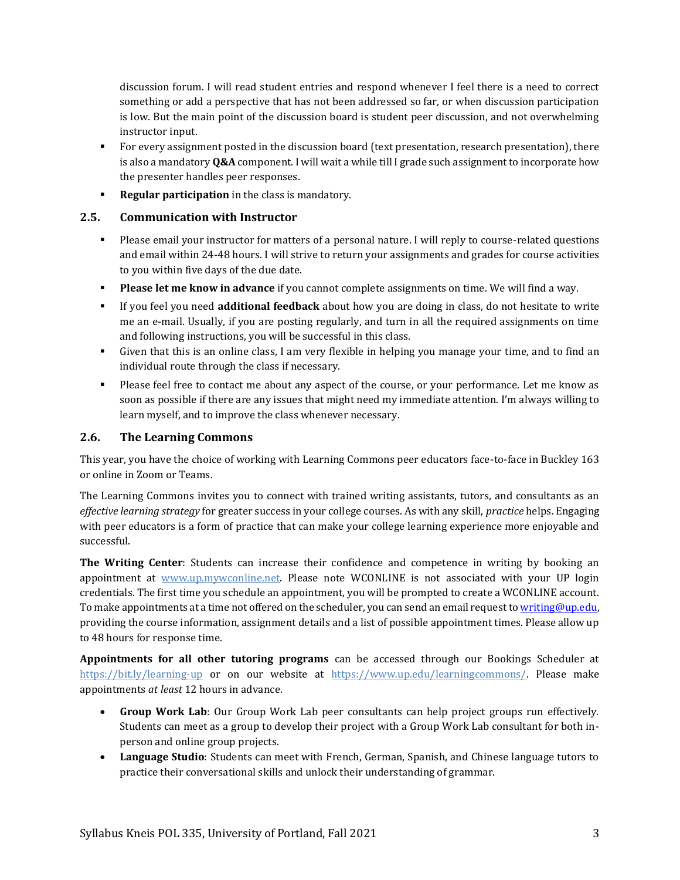discussion forum. I will read student entries and respond whenever I feel there is a need to correct something or add a perspective that has not been addressed so far, or when discussion participation is low. But the main point of the discussion board is student peer discussion, and not overwhelming instructor input.

- For every assignment posted in the discussion board (text presentation, research presentation), there is also a mandatory **Q&A** component. I will wait a while till I grade such assignment to incorporate how the presenter handles peer responses.
- **Regular participation** in the class is mandatory.

### 2.5. Communication with Instructor

- Please email your instructor for matters of a personal nature. I will reply to course-related questions and email within 24-48 hours. I will strive to return your assignments and grades for course activities to you within five days of the due date.
- **Please let me know in advance** if you cannot complete assignments on time. We will find a way.
- If you feel you need **additional feedback** about how you are doing in class, do not hesitate to write me an e-mail. Usually, if you are posting regularly, and turn in all the required assignments on time and following instructions, you will be successful in this class.
- Given that this is an online class, I am very flexible in helping you manage your time, and to find an individual route through the class if necessary.
- Please feel free to contact me about any aspect of the course, or your performance. Let me know as soon as possible if there are any issues that might need my immediate attention. I'm always willing to learn myself, and to improve the class whenever necessary.

### 2.6. The Learning Commons

This year, you have the choice of working with Learning Commons peer educators face-to-face in Buckley 163 or online in Zoom or Teams.

The Learning Commons invites you to connect with trained writing assistants, tutors, and consultants as an *effective learning strategy* for greater success in your college courses. As with any skill, *practice* helps. Engaging with peer educators is a form of practice that can make your college learning experience more enjoyable and successful.

**The Writing Center**: Students can increase their confidence and competence in writing by booking an appointment at www.up.mywconline.net. Please note WCONLINE is not associated with your UP login credentials. The first time you schedule an appointment, you will be prompted to create a WCONLINE account. To make appointments at a time not offered on the scheduler, you can send an email request to writing@up.edu, providing the course information, assignment details and a list of possible appointment times. Please allow up to 48 hours for response time.

**Appointments for all other tutoring programs** can be accessed through our Bookings Scheduler at https://bit.ly/learning-up or on our website at https://www.up.edu/learningcommons/. Please make appointments *at least* 12 hours in advance.

- **Group Work Lab**: Our Group Work Lab peer consultants can help project groups run effectively. Students can meet as a group to develop their project with a Group Work Lab consultant for both in-person and online group projects.
- **Language Studio**: Students can meet with French, German, Spanish, and Chinese language tutors to practice their conversational skills and unlock their understanding of grammar.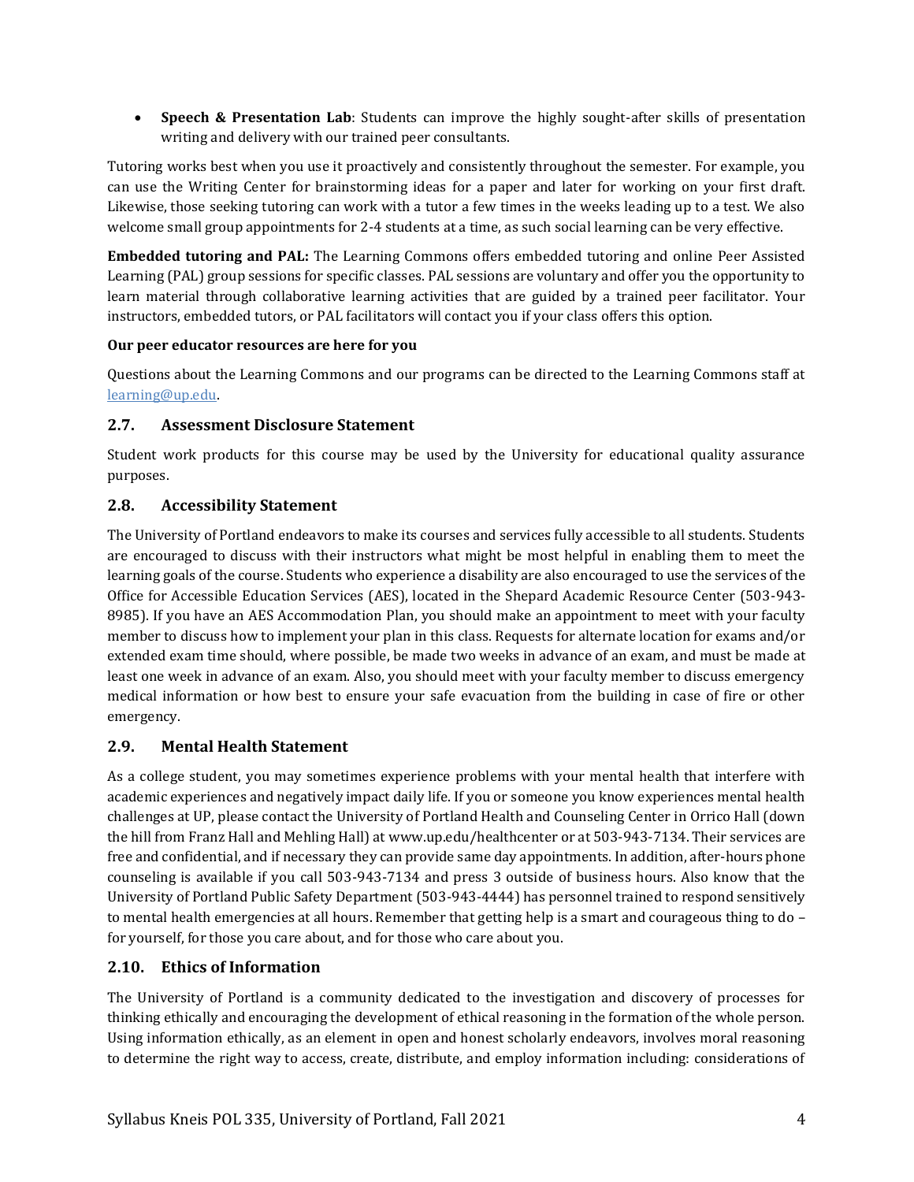- **Speech & Presentation Lab**: Students can improve the highly sought-after skills of presentation writing and delivery with our trained peer consultants.

Tutoring works best when you use it proactively and consistently throughout the semester. For example, you can use the Writing Center for brainstorming ideas for a paper and later for working on your first draft. Likewise, those seeking tutoring can work with a tutor a few times in the weeks leading up to a test. We also welcome small group appointments for 2-4 students at a time, as such social learning can be very effective.

**Embedded tutoring and PAL:** The Learning Commons offers embedded tutoring and online Peer Assisted Learning (PAL) group sessions for specific classes. PAL sessions are voluntary and offer you the opportunity to learn material through collaborative learning activities that are guided by a trained peer facilitator. Your instructors, embedded tutors, or PAL facilitators will contact you if your class offers this option.

**Our peer educator resources are here for you**

Questions about the Learning Commons and our programs can be directed to the Learning Commons staff at [learning@up.edu](mailto:learning@up.edu).

## 2.7. Assessment Disclosure Statement

Student work products for this course may be used by the University for educational quality assurance purposes.

## 2.8. Accessibility Statement

The University of Portland endeavors to make its courses and services fully accessible to all students. Students are encouraged to discuss with their instructors what might be most helpful in enabling them to meet the learning goals of the course. Students who experience a disability are also encouraged to use the services of the Office for Accessible Education Services (AES), located in the Shepard Academic Resource Center (503-943-8985). If you have an AES Accommodation Plan, you should make an appointment to meet with your faculty member to discuss how to implement your plan in this class. Requests for alternate location for exams and/or extended exam time should, where possible, be made two weeks in advance of an exam, and must be made at least one week in advance of an exam. Also, you should meet with your faculty member to discuss emergency medical information or how best to ensure your safe evacuation from the building in case of fire or other emergency.

## 2.9. Mental Health Statement

As a college student, you may sometimes experience problems with your mental health that interfere with academic experiences and negatively impact daily life. If you or someone you know experiences mental health challenges at UP, please contact the University of Portland Health and Counseling Center in Orrico Hall (down the hill from Franz Hall and Mehling Hall) at www.up.edu/healthcenter or at 503-943-7134. Their services are free and confidential, and if necessary they can provide same day appointments. In addition, after-hours phone counseling is available if you call 503-943-7134 and press 3 outside of business hours. Also know that the University of Portland Public Safety Department (503-943-4444) has personnel trained to respond sensitively to mental health emergencies at all hours. Remember that getting help is a smart and courageous thing to do – for yourself, for those you care about, and for those who care about you.

## 2.10. Ethics of Information

The University of Portland is a community dedicated to the investigation and discovery of processes for thinking ethically and encouraging the development of ethical reasoning in the formation of the whole person. Using information ethically, as an element in open and honest scholarly endeavors, involves moral reasoning to determine the right way to access, create, distribute, and employ information including: considerations of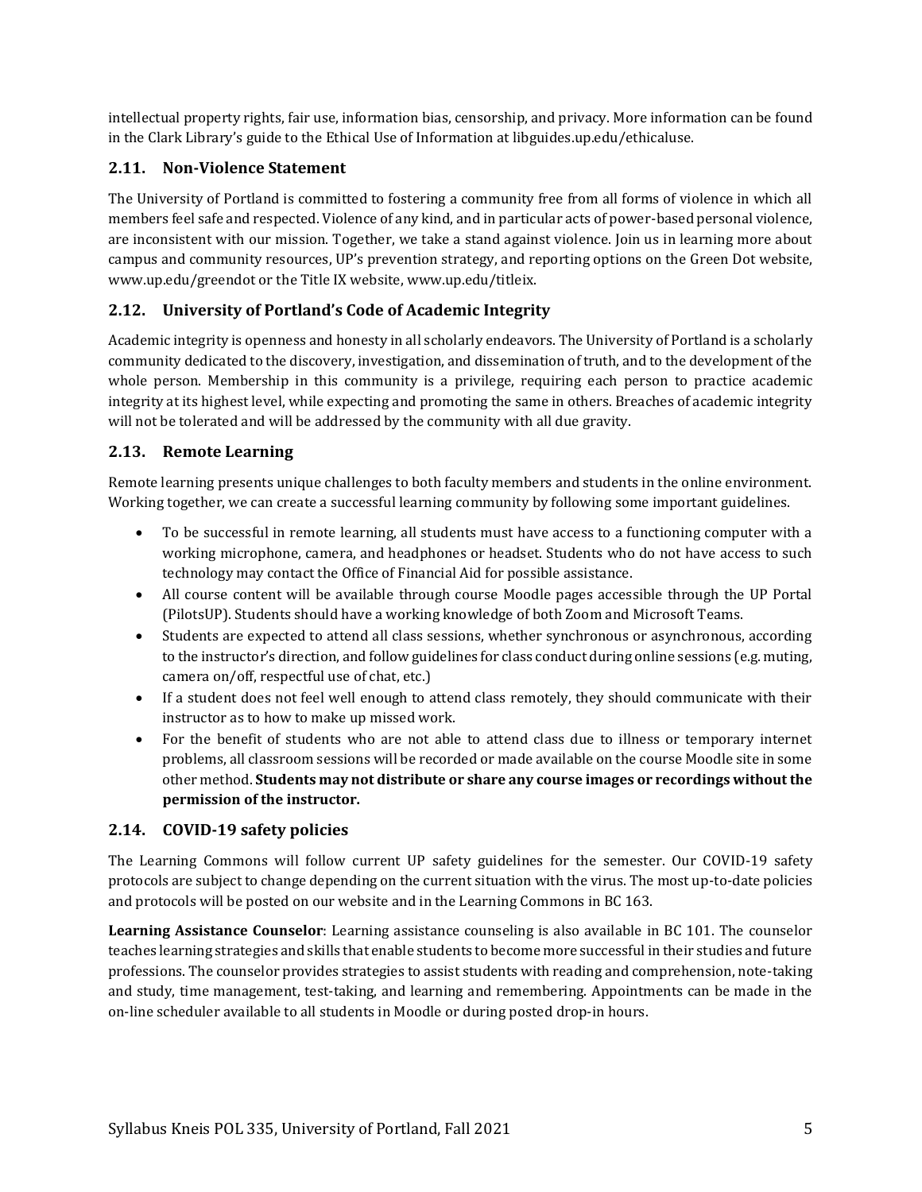intellectual property rights, fair use, information bias, censorship, and privacy. More information can be found in the Clark Library's guide to the Ethical Use of Information at libguides.up.edu/ethicaluse.

### 2.11. Non-Violence Statement

The University of Portland is committed to fostering a community free from all forms of violence in which all members feel safe and respected. Violence of any kind, and in particular acts of power-based personal violence, are inconsistent with our mission. Together, we take a stand against violence. Join us in learning more about campus and community resources, UP's prevention strategy, and reporting options on the Green Dot website, www.up.edu/greendot or the Title IX website, www.up.edu/titleix.

### 2.12. University of Portland's Code of Academic Integrity

Academic integrity is openness and honesty in all scholarly endeavors. The University of Portland is a scholarly community dedicated to the discovery, investigation, and dissemination of truth, and to the development of the whole person. Membership in this community is a privilege, requiring each person to practice academic integrity at its highest level, while expecting and promoting the same in others. Breaches of academic integrity will not be tolerated and will be addressed by the community with all due gravity.

### 2.13. Remote Learning

Remote learning presents unique challenges to both faculty members and students in the online environment. Working together, we can create a successful learning community by following some important guidelines.

- To be successful in remote learning, all students must have access to a functioning computer with a working microphone, camera, and headphones or headset. Students who do not have access to such technology may contact the Office of Financial Aid for possible assistance.
- All course content will be available through course Moodle pages accessible through the UP Portal (PilotsUP). Students should have a working knowledge of both Zoom and Microsoft Teams.
- Students are expected to attend all class sessions, whether synchronous or asynchronous, according to the instructor's direction, and follow guidelines for class conduct during online sessions (e.g. muting, camera on/off, respectful use of chat, etc.)
- If a student does not feel well enough to attend class remotely, they should communicate with their instructor as to how to make up missed work.
- For the benefit of students who are not able to attend class due to illness or temporary internet problems, all classroom sessions will be recorded or made available on the course Moodle site in some other method. **Students may not distribute or share any course images or recordings without the permission of the instructor.**

### 2.14. COVID-19 safety policies

The Learning Commons will follow current UP safety guidelines for the semester. Our COVID-19 safety protocols are subject to change depending on the current situation with the virus. The most up-to-date policies and protocols will be posted on our website and in the Learning Commons in BC 163.

**Learning Assistance Counselor**: Learning assistance counseling is also available in BC 101. The counselor teaches learning strategies and skills that enable students to become more successful in their studies and future professions. The counselor provides strategies to assist students with reading and comprehension, note-taking and study, time management, test-taking, and learning and remembering. Appointments can be made in the on-line scheduler available to all students in Moodle or during posted drop-in hours.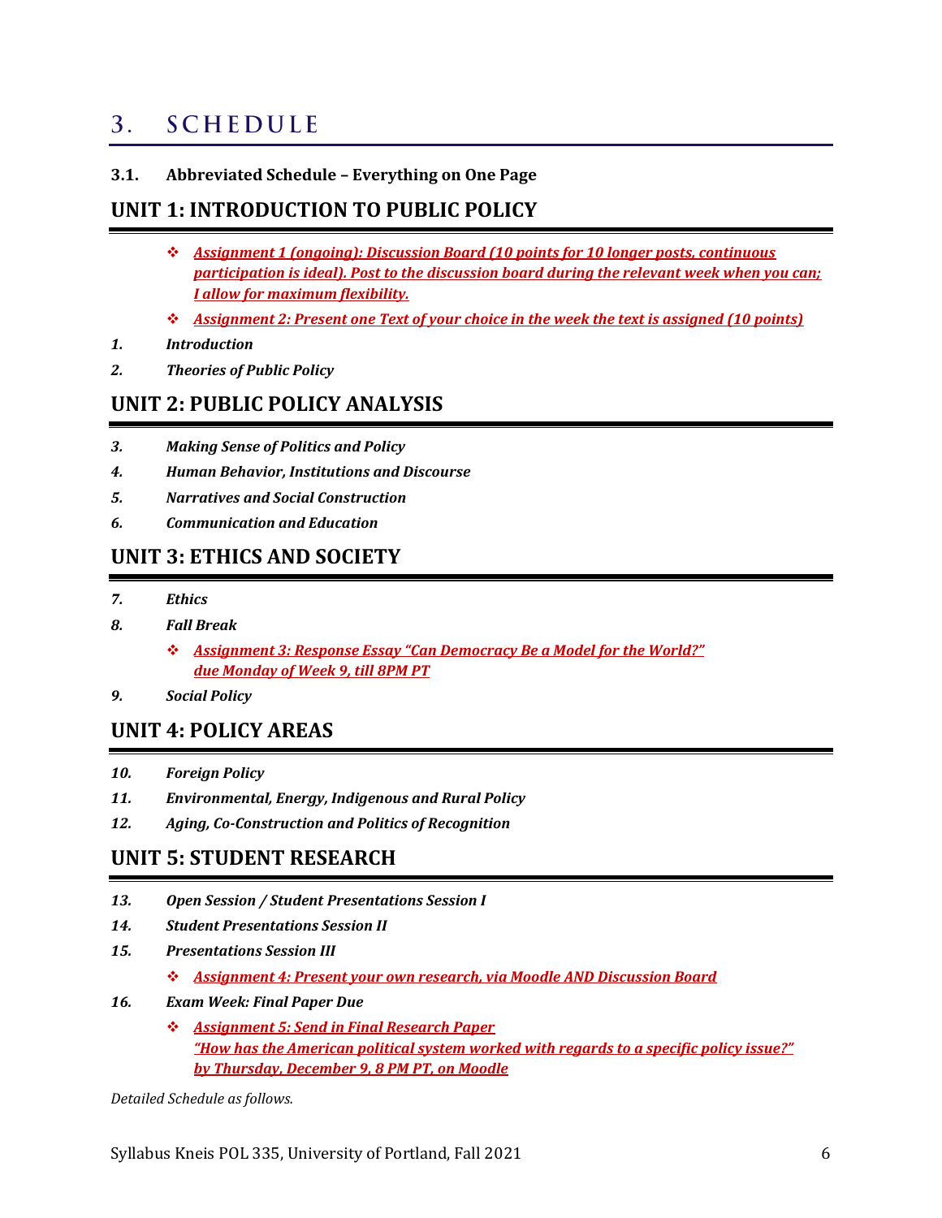# 3. SCHEDULE

### 3.1. Abbreviated Schedule – Everything on One Page

## UNIT 1: INTRODUCTION TO PUBLIC POLICY

- ***Assignment 1 (ongoing): Discussion Board (10 points for 10 longer posts, continuous participation is ideal). Post to the discussion board during the relevant week when you can; I allow for maximum flexibility.***
- ***Assignment 2: Present one Text of your choice in the week the text is assigned (10 points)***

***1. Introduction***

***2. Theories of Public Policy***

## UNIT 2: PUBLIC POLICY ANALYSIS

***3. Making Sense of Politics and Policy***

***4. Human Behavior, Institutions and Discourse***

***5. Narratives and Social Construction***

***6. Communication and Education***

## UNIT 3: ETHICS AND SOCIETY

***7. Ethics***

***8. Fall Break***

- ***Assignment 3: Response Essay "Can Democracy Be a Model for the World?" due Monday of Week 9, till 8PM PT***

***9. Social Policy***

## UNIT 4: POLICY AREAS

***10. Foreign Policy***

***11. Environmental, Energy, Indigenous and Rural Policy***

***12. Aging, Co-Construction and Politics of Recognition***

## UNIT 5: STUDENT RESEARCH

***13. Open Session / Student Presentations Session I***

***14. Student Presentations Session II***

***15. Presentations Session III***

- ***Assignment 4: Present your own research, via Moodle AND Discussion Board***

***16. Exam Week: Final Paper Due***

- ***Assignment 5: Send in Final Research Paper "How has the American political system worked with regards to a specific policy issue?" by Thursday, December 9, 8 PM PT, on Moodle***

*Detailed Schedule as follows.*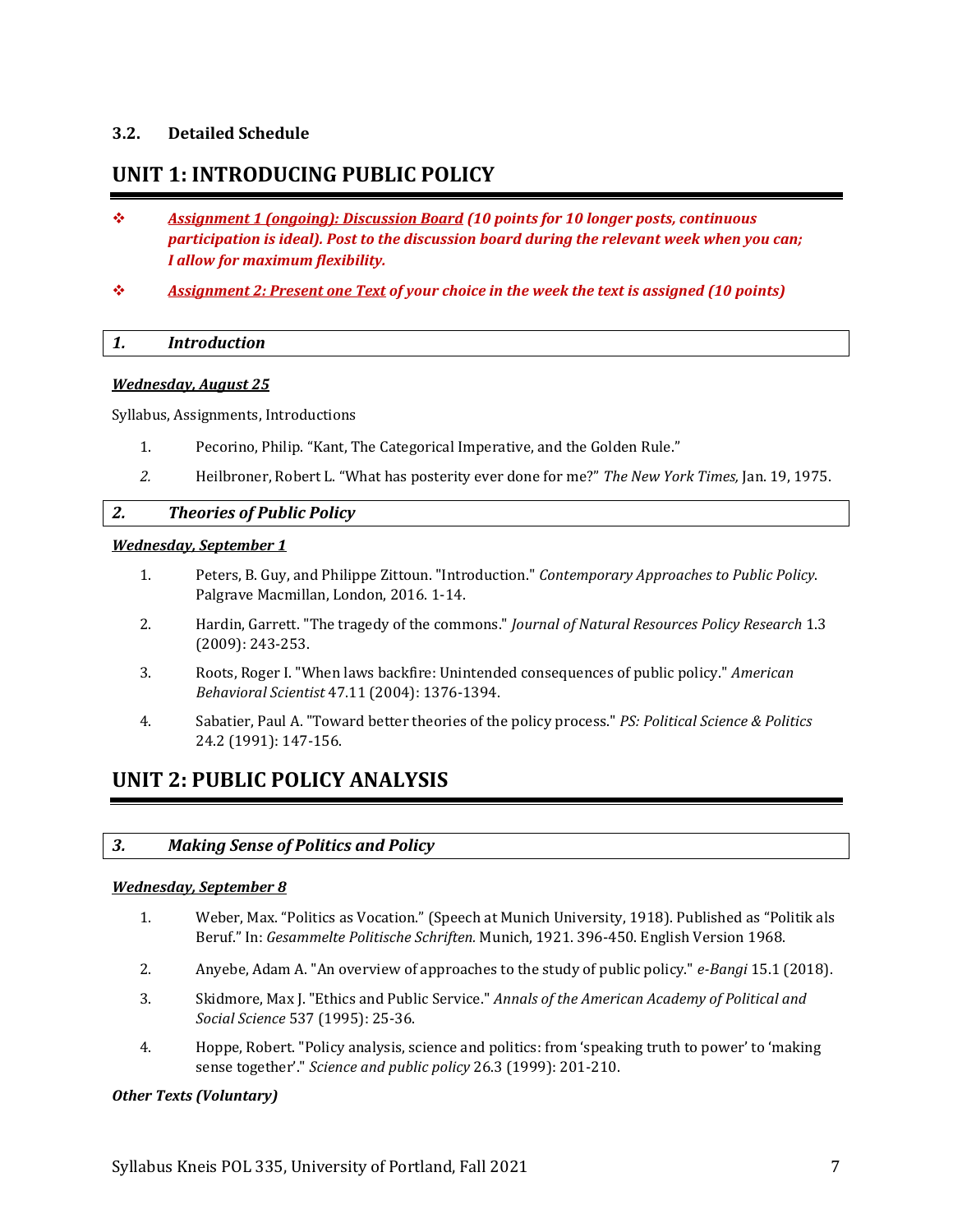### 3.2. Detailed Schedule

## UNIT 1: INTRODUCING PUBLIC POLICY

- ***<u>Assignment 1 (ongoing): Discussion Board</u> (10 points for 10 longer posts, continuous participation is ideal). Post to the discussion board during the relevant week when you can; I allow for maximum flexibility.***
- ***<u>Assignment 2: Present one Text</u> of your choice in the week the text is assigned (10 points)***

### *1. Introduction*

***<u>Wednesday, August 25</u>***

Syllabus, Assignments, Introductions

1. Pecorino, Philip. "Kant, The Categorical Imperative, and the Golden Rule."
2. Heilbroner, Robert L. "What has posterity ever done for me?" *The New York Times,* Jan. 19, 1975.

### *2. Theories of Public Policy*

***<u>Wednesday, September 1</u>***

1. Peters, B. Guy, and Philippe Zittoun. "Introduction." *Contemporary Approaches to Public Policy*. Palgrave Macmillan, London, 2016. 1-14.
2. Hardin, Garrett. "The tragedy of the commons." *Journal of Natural Resources Policy Research* 1.3 (2009): 243-253.
3. Roots, Roger I. "When laws backfire: Unintended consequences of public policy." *American Behavioral Scientist* 47.11 (2004): 1376-1394.
4. Sabatier, Paul A. "Toward better theories of the policy process." *PS: Political Science & Politics* 24.2 (1991): 147-156.

## UNIT 2: PUBLIC POLICY ANALYSIS

### *3. Making Sense of Politics and Policy*

***<u>Wednesday, September 8</u>***

1. Weber, Max. "Politics as Vocation." (Speech at Munich University, 1918). Published as "Politik als Beruf." In: *Gesammelte Politische Schriften.* Munich, 1921. 396-450. English Version 1968.
2. Anyebe, Adam A. "An overview of approaches to the study of public policy." *e-Bangi* 15.1 (2018).
3. Skidmore, Max J. "Ethics and Public Service." *Annals of the American Academy of Political and Social Science* 537 (1995): 25-36.
4. Hoppe, Robert. "Policy analysis, science and politics: from 'speaking truth to power' to 'making sense together'." *Science and public policy* 26.3 (1999): 201-210.

***Other Texts (Voluntary)***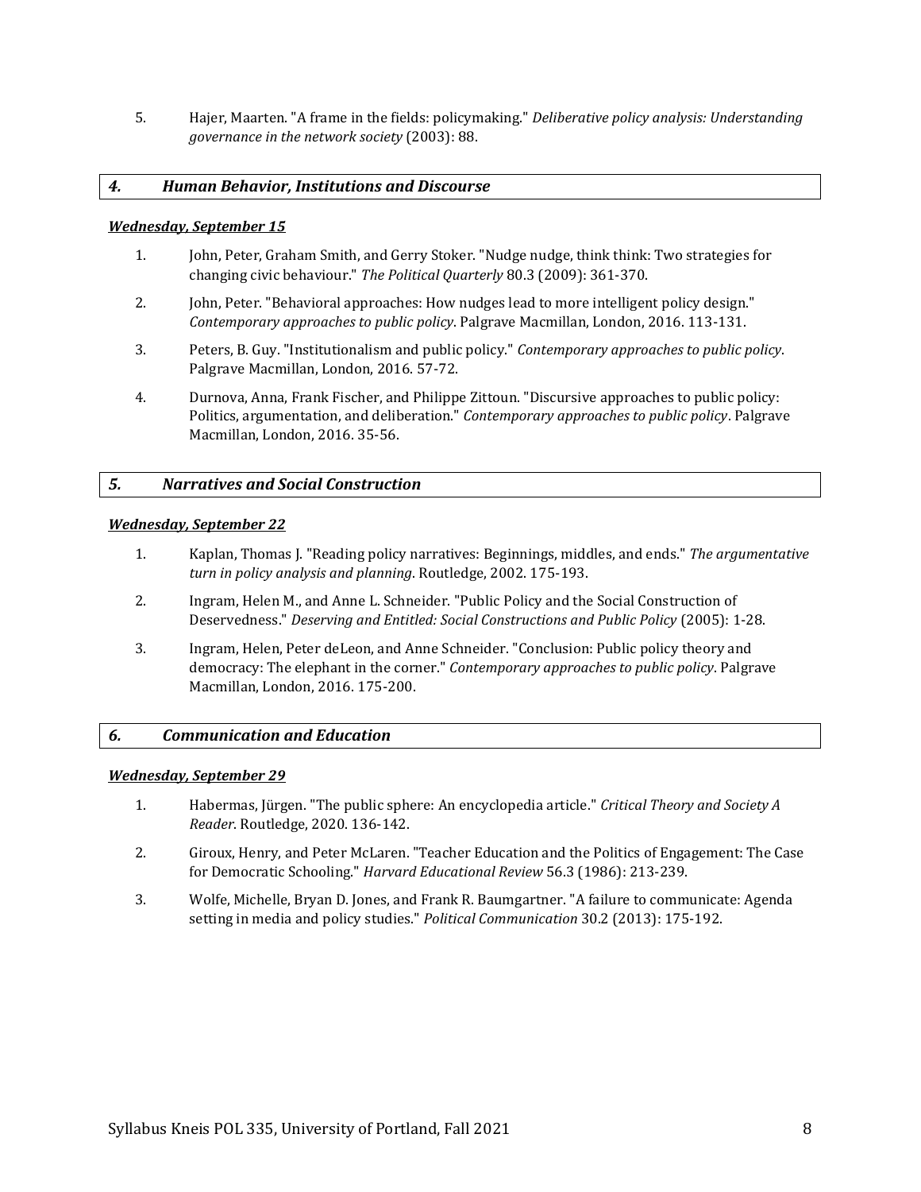5. Hajer, Maarten. "A frame in the fields: policymaking." *Deliberative policy analysis: Understanding governance in the network society* (2003): 88.

## *4. Human Behavior, Institutions and Discourse*

***Wednesday, September 15***

1. John, Peter, Graham Smith, and Gerry Stoker. "Nudge nudge, think think: Two strategies for changing civic behaviour." *The Political Quarterly* 80.3 (2009): 361-370.
2. John, Peter. "Behavioral approaches: How nudges lead to more intelligent policy design." *Contemporary approaches to public policy*. Palgrave Macmillan, London, 2016. 113-131.
3. Peters, B. Guy. "Institutionalism and public policy." *Contemporary approaches to public policy*. Palgrave Macmillan, London, 2016. 57-72.
4. Durnova, Anna, Frank Fischer, and Philippe Zittoun. "Discursive approaches to public policy: Politics, argumentation, and deliberation." *Contemporary approaches to public policy*. Palgrave Macmillan, London, 2016. 35-56.

## *5. Narratives and Social Construction*

***Wednesday, September 22***

1. Kaplan, Thomas J. "Reading policy narratives: Beginnings, middles, and ends." *The argumentative turn in policy analysis and planning*. Routledge, 2002. 175-193.
2. Ingram, Helen M., and Anne L. Schneider. "Public Policy and the Social Construction of Deservedness." *Deserving and Entitled: Social Constructions and Public Policy* (2005): 1-28.
3. Ingram, Helen, Peter deLeon, and Anne Schneider. "Conclusion: Public policy theory and democracy: The elephant in the corner." *Contemporary approaches to public policy*. Palgrave Macmillan, London, 2016. 175-200.

## *6. Communication and Education*

***Wednesday, September 29***

1. Habermas, Jürgen. "The public sphere: An encyclopedia article." *Critical Theory and Society A Reader*. Routledge, 2020. 136-142.
2. Giroux, Henry, and Peter McLaren. "Teacher Education and the Politics of Engagement: The Case for Democratic Schooling." *Harvard Educational Review* 56.3 (1986): 213-239.
3. Wolfe, Michelle, Bryan D. Jones, and Frank R. Baumgartner. "A failure to communicate: Agenda setting in media and policy studies." *Political Communication* 30.2 (2013): 175-192.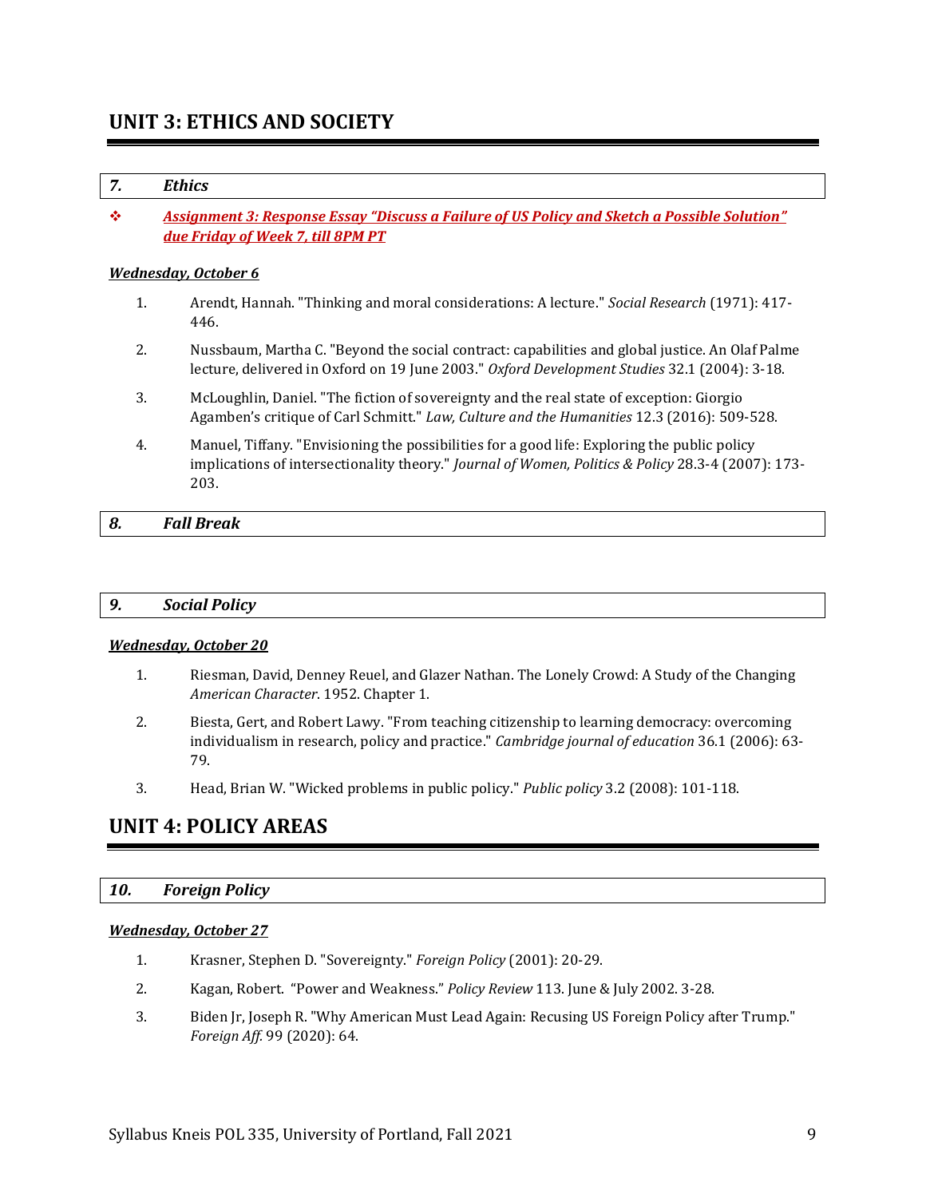# UNIT 3: ETHICS AND SOCIETY

### *7. Ethics*

❖ ***Assignment 3: Response Essay "Discuss a Failure of US Policy and Sketch a Possible Solution" due Friday of Week 7, till 8PM PT***

***Wednesday, October 6***

1. Arendt, Hannah. "Thinking and moral considerations: A lecture." *Social Research* (1971): 417-446.
2. Nussbaum, Martha C. "Beyond the social contract: capabilities and global justice. An Olaf Palme lecture, delivered in Oxford on 19 June 2003." *Oxford Development Studies* 32.1 (2004): 3-18.
3. McLoughlin, Daniel. "The fiction of sovereignty and the real state of exception: Giorgio Agamben's critique of Carl Schmitt." *Law, Culture and the Humanities* 12.3 (2016): 509-528.
4. Manuel, Tiffany. "Envisioning the possibilities for a good life: Exploring the public policy implications of intersectionality theory." *Journal of Women, Politics & Policy* 28.3-4 (2007): 173-203.

### *8. Fall Break*

### *9. Social Policy*

***Wednesday, October 20***

1. Riesman, David, Denney Reuel, and Glazer Nathan. The Lonely Crowd: A Study of the Changing *American Character*. 1952. Chapter 1.
2. Biesta, Gert, and Robert Lawy. "From teaching citizenship to learning democracy: overcoming individualism in research, policy and practice." *Cambridge journal of education* 36.1 (2006): 63-79.
3. Head, Brian W. "Wicked problems in public policy." *Public policy* 3.2 (2008): 101-118.

# UNIT 4: POLICY AREAS

### *10. Foreign Policy*

***Wednesday, October 27***

1. Krasner, Stephen D. "Sovereignty." *Foreign Policy* (2001): 20-29.
2. Kagan, Robert. "Power and Weakness." *Policy Review* 113. June & July 2002. 3-28.
3. Biden Jr, Joseph R. "Why American Must Lead Again: Recusing US Foreign Policy after Trump." *Foreign Aff.* 99 (2020): 64.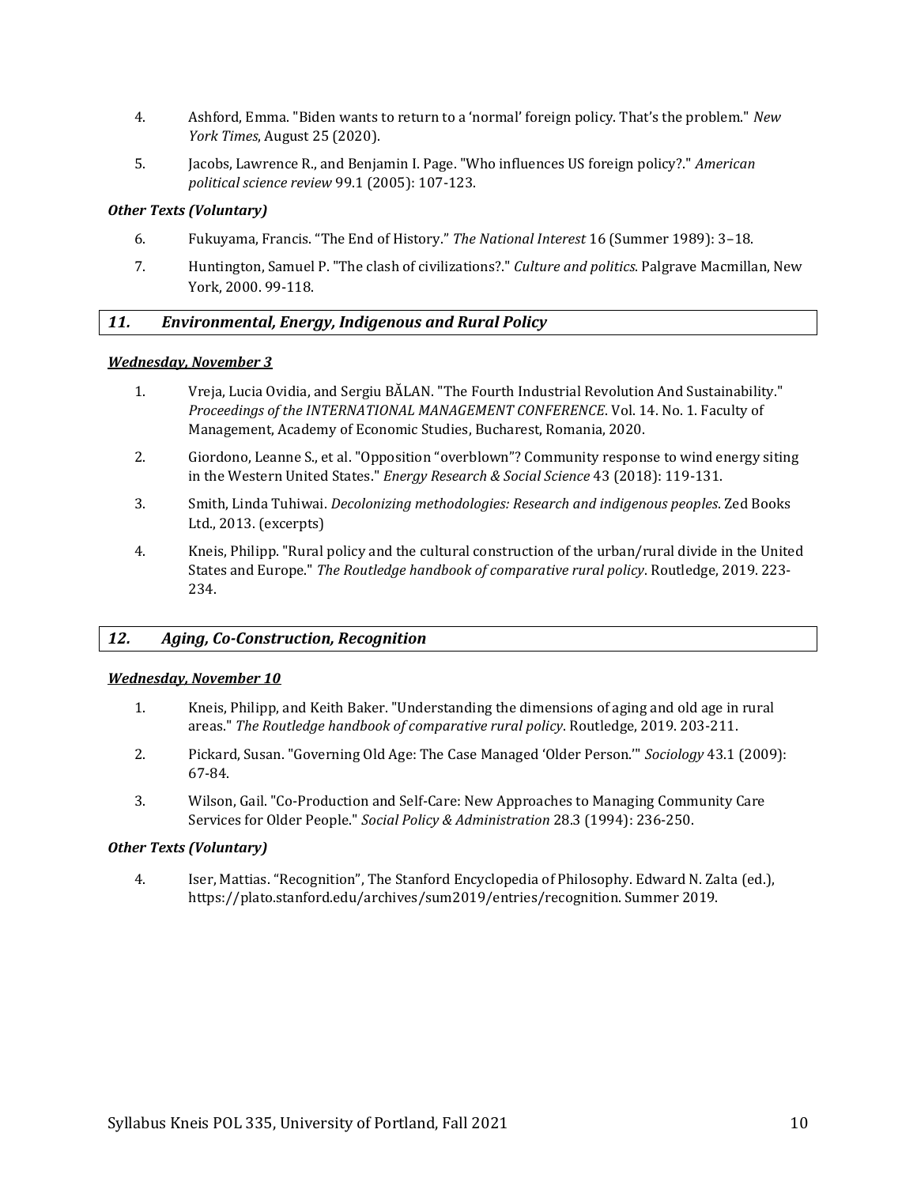4. Ashford, Emma. "Biden wants to return to a 'normal' foreign policy. That's the problem." *New York Times*, August 25 (2020).

5. Jacobs, Lawrence R., and Benjamin I. Page. "Who influences US foreign policy?." *American political science review* 99.1 (2005): 107-123.

***Other Texts (Voluntary)***

6. Fukuyama, Francis. "The End of History." *The National Interest* 16 (Summer 1989): 3–18.

7. Huntington, Samuel P. "The clash of civilizations?." *Culture and politics*. Palgrave Macmillan, New York, 2000. 99-118.

## *11. Environmental, Energy, Indigenous and Rural Policy*

***Wednesday, November 3***

1. Vreja, Lucia Ovidia, and Sergiu BĂLAN. "The Fourth Industrial Revolution And Sustainability." *Proceedings of the INTERNATIONAL MANAGEMENT CONFERENCE*. Vol. 14. No. 1. Faculty of Management, Academy of Economic Studies, Bucharest, Romania, 2020.

2. Giordono, Leanne S., et al. "Opposition "overblown"? Community response to wind energy siting in the Western United States." *Energy Research & Social Science* 43 (2018): 119-131.

3. Smith, Linda Tuhiwai. *Decolonizing methodologies: Research and indigenous peoples*. Zed Books Ltd., 2013. (excerpts)

4. Kneis, Philipp. "Rural policy and the cultural construction of the urban/rural divide in the United States and Europe." *The Routledge handbook of comparative rural policy*. Routledge, 2019. 223-234.

## *12. Aging, Co-Construction, Recognition*

***Wednesday, November 10***

1. Kneis, Philipp, and Keith Baker. "Understanding the dimensions of aging and old age in rural areas." *The Routledge handbook of comparative rural policy*. Routledge, 2019. 203-211.

2. Pickard, Susan. "Governing Old Age: The Case Managed 'Older Person.'" *Sociology* 43.1 (2009): 67-84.

3. Wilson, Gail. "Co-Production and Self-Care: New Approaches to Managing Community Care Services for Older People." *Social Policy & Administration* 28.3 (1994): 236-250.

***Other Texts (Voluntary)***

4. Iser, Mattias. "Recognition", The Stanford Encyclopedia of Philosophy. Edward N. Zalta (ed.), https://plato.stanford.edu/archives/sum2019/entries/recognition. Summer 2019.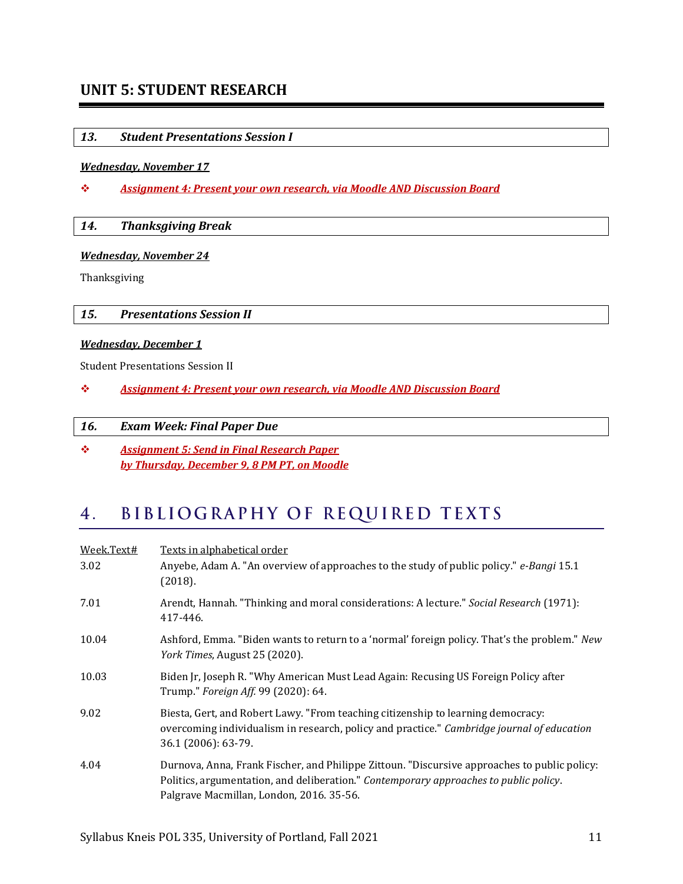## UNIT 5: STUDENT RESEARCH

### *13. Student Presentations Session I*

***Wednesday, November 17***

❖ ***Assignment 4: Present your own research, via Moodle AND Discussion Board***

### *14. Thanksgiving Break*

***Wednesday, November 24***

Thanksgiving

### *15. Presentations Session II*

***Wednesday, December 1***

Student Presentations Session II

❖ ***Assignment 4: Present your own research, via Moodle AND Discussion Board***

### *16. Exam Week: Final Paper Due*

❖ ***Assignment 5: Send in Final Research Paper by Thursday, December 9, 8 PM PT, on Moodle***

# 4. BIBLIOGRAPHY OF REQUIRED TEXTS

| Week.Text# | Texts in alphabetical order |
|---|---|
| 3.02 | Anyebe, Adam A. "An overview of approaches to the study of public policy." *e-Bangi* 15.1 (2018). |
| 7.01 | Arendt, Hannah. "Thinking and moral considerations: A lecture." *Social Research* (1971): 417-446. |
| 10.04 | Ashford, Emma. "Biden wants to return to a 'normal' foreign policy. That's the problem." *New York Times*, August 25 (2020). |
| 10.03 | Biden Jr, Joseph R. "Why American Must Lead Again: Recusing US Foreign Policy after Trump." *Foreign Aff.* 99 (2020): 64. |
| 9.02 | Biesta, Gert, and Robert Lawy. "From teaching citizenship to learning democracy: overcoming individualism in research, policy and practice." *Cambridge journal of education* 36.1 (2006): 63-79. |
| 4.04 | Durnova, Anna, Frank Fischer, and Philippe Zittoun. "Discursive approaches to public policy: Politics, argumentation, and deliberation." *Contemporary approaches to public policy*. Palgrave Macmillan, London, 2016. 35-56. |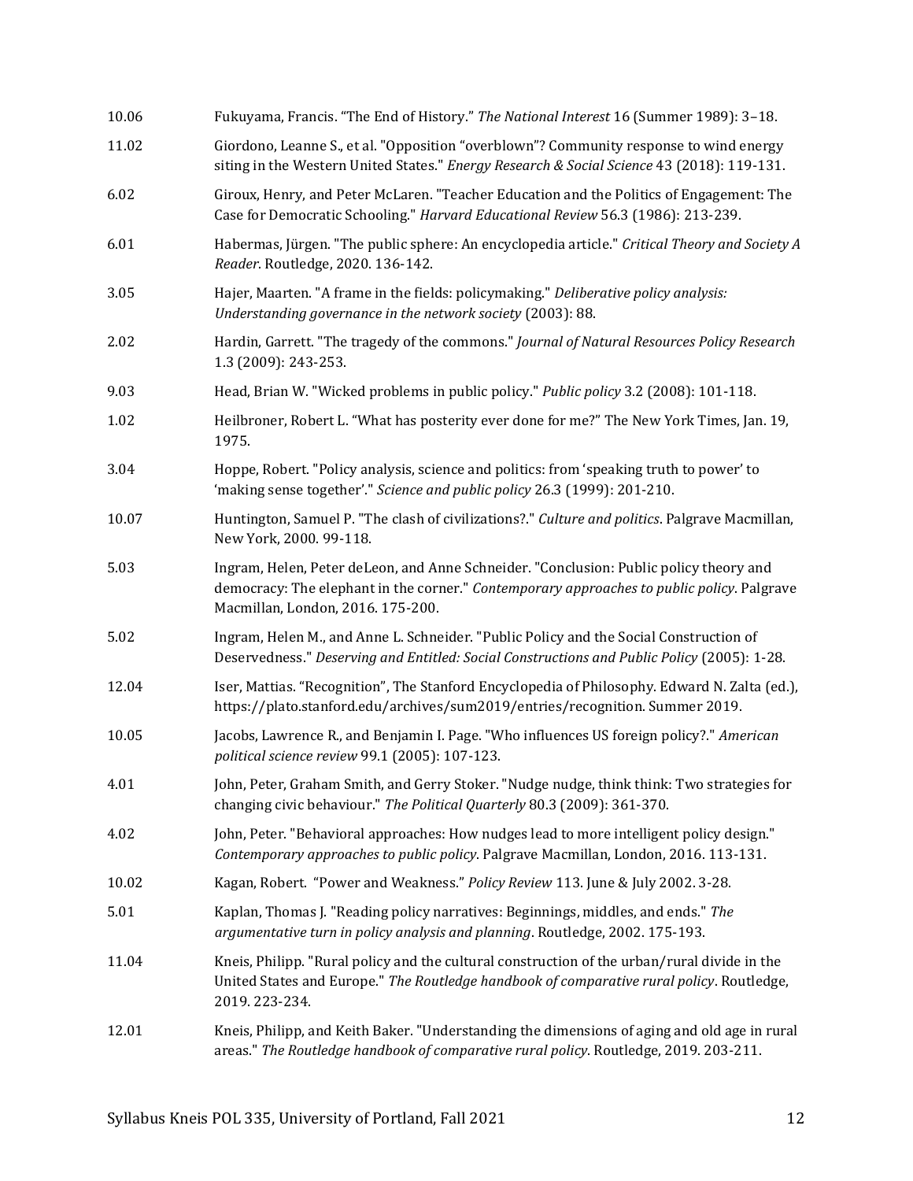| | |
|---|---|
| 10.06 | Fukuyama, Francis. "The End of History." *The National Interest* 16 (Summer 1989): 3–18. |
| 11.02 | Giordono, Leanne S., et al. "Opposition "overblown"? Community response to wind energy siting in the Western United States." *Energy Research & Social Science* 43 (2018): 119-131. |
| 6.02 | Giroux, Henry, and Peter McLaren. "Teacher Education and the Politics of Engagement: The Case for Democratic Schooling." *Harvard Educational Review* 56.3 (1986): 213-239. |
| 6.01 | Habermas, Jürgen. "The public sphere: An encyclopedia article." *Critical Theory and Society A Reader*. Routledge, 2020. 136-142. |
| 3.05 | Hajer, Maarten. "A frame in the fields: policymaking." *Deliberative policy analysis: Understanding governance in the network society* (2003): 88. |
| 2.02 | Hardin, Garrett. "The tragedy of the commons." *Journal of Natural Resources Policy Research* 1.3 (2009): 243-253. |
| 9.03 | Head, Brian W. "Wicked problems in public policy." *Public policy* 3.2 (2008): 101-118. |
| 1.02 | Heilbroner, Robert L. "What has posterity ever done for me?" The New York Times, Jan. 19, 1975. |
| 3.04 | Hoppe, Robert. "Policy analysis, science and politics: from 'speaking truth to power' to 'making sense together'." *Science and public policy* 26.3 (1999): 201-210. |
| 10.07 | Huntington, Samuel P. "The clash of civilizations?." *Culture and politics*. Palgrave Macmillan, New York, 2000. 99-118. |
| 5.03 | Ingram, Helen, Peter deLeon, and Anne Schneider. "Conclusion: Public policy theory and democracy: The elephant in the corner." *Contemporary approaches to public policy*. Palgrave Macmillan, London, 2016. 175-200. |
| 5.02 | Ingram, Helen M., and Anne L. Schneider. "Public Policy and the Social Construction of Deservedness." *Deserving and Entitled: Social Constructions and Public Policy* (2005): 1-28. |
| 12.04 | Iser, Mattias. "Recognition", The Stanford Encyclopedia of Philosophy. Edward N. Zalta (ed.), https://plato.stanford.edu/archives/sum2019/entries/recognition. Summer 2019. |
| 10.05 | Jacobs, Lawrence R., and Benjamin I. Page. "Who influences US foreign policy?." *American political science review* 99.1 (2005): 107-123. |
| 4.01 | John, Peter, Graham Smith, and Gerry Stoker. "Nudge nudge, think think: Two strategies for changing civic behaviour." *The Political Quarterly* 80.3 (2009): 361-370. |
| 4.02 | John, Peter. "Behavioral approaches: How nudges lead to more intelligent policy design." *Contemporary approaches to public policy*. Palgrave Macmillan, London, 2016. 113-131. |
| 10.02 | Kagan, Robert. "Power and Weakness." *Policy Review* 113. June & July 2002. 3-28. |
| 5.01 | Kaplan, Thomas J. "Reading policy narratives: Beginnings, middles, and ends." *The argumentative turn in policy analysis and planning*. Routledge, 2002. 175-193. |
| 11.04 | Kneis, Philipp. "Rural policy and the cultural construction of the urban/rural divide in the United States and Europe." *The Routledge handbook of comparative rural policy*. Routledge, 2019. 223-234. |
| 12.01 | Kneis, Philipp, and Keith Baker. "Understanding the dimensions of aging and old age in rural areas." *The Routledge handbook of comparative rural policy*. Routledge, 2019. 203-211. |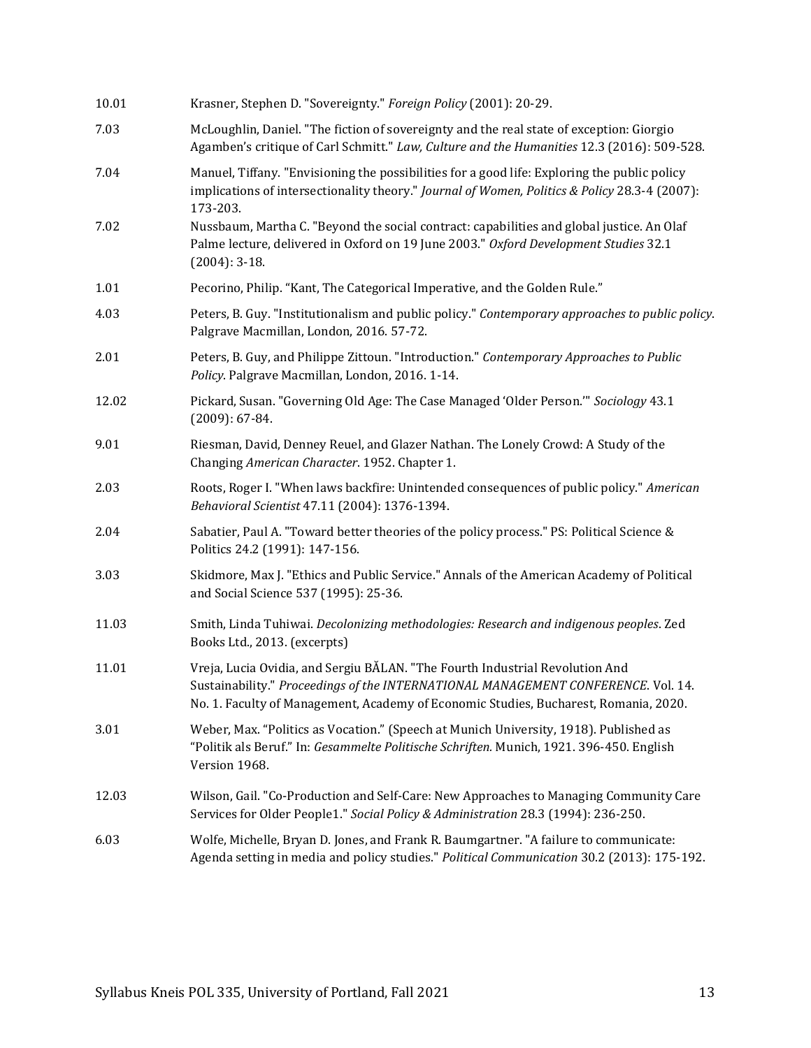| | |
|---|---|
| 10.01 | Krasner, Stephen D. "Sovereignty." *Foreign Policy* (2001): 20-29. |
| 7.03 | McLoughlin, Daniel. "The fiction of sovereignty and the real state of exception: Giorgio Agamben's critique of Carl Schmitt." *Law, Culture and the Humanities* 12.3 (2016): 509-528. |
| 7.04 | Manuel, Tiffany. "Envisioning the possibilities for a good life: Exploring the public policy implications of intersectionality theory." *Journal of Women, Politics & Policy* 28.3-4 (2007): 173-203. |
| 7.02 | Nussbaum, Martha C. "Beyond the social contract: capabilities and global justice. An Olaf Palme lecture, delivered in Oxford on 19 June 2003." *Oxford Development Studies* 32.1 (2004): 3-18. |
| 1.01 | Pecorino, Philip. "Kant, The Categorical Imperative, and the Golden Rule." |
| 4.03 | Peters, B. Guy. "Institutionalism and public policy." *Contemporary approaches to public policy*. Palgrave Macmillan, London, 2016. 57-72. |
| 2.01 | Peters, B. Guy, and Philippe Zittoun. "Introduction." *Contemporary Approaches to Public Policy*. Palgrave Macmillan, London, 2016. 1-14. |
| 12.02 | Pickard, Susan. "Governing Old Age: The Case Managed 'Older Person.'" *Sociology* 43.1 (2009): 67-84. |
| 9.01 | Riesman, David, Denney Reuel, and Glazer Nathan. The Lonely Crowd: A Study of the Changing *American Character*. 1952. Chapter 1. |
| 2.03 | Roots, Roger I. "When laws backfire: Unintended consequences of public policy." *American Behavioral Scientist* 47.11 (2004): 1376-1394. |
| 2.04 | Sabatier, Paul A. "Toward better theories of the policy process." PS: Political Science & Politics 24.2 (1991): 147-156. |
| 3.03 | Skidmore, Max J. "Ethics and Public Service." Annals of the American Academy of Political and Social Science 537 (1995): 25-36. |
| 11.03 | Smith, Linda Tuhiwai. *Decolonizing methodologies: Research and indigenous peoples*. Zed Books Ltd., 2013. (excerpts) |
| 11.01 | Vreja, Lucia Ovidia, and Sergiu BĂLAN. "The Fourth Industrial Revolution And Sustainability." *Proceedings of the INTERNATIONAL MANAGEMENT CONFERENCE*. Vol. 14. No. 1. Faculty of Management, Academy of Economic Studies, Bucharest, Romania, 2020. |
| 3.01 | Weber, Max. "Politics as Vocation." (Speech at Munich University, 1918). Published as "Politik als Beruf." In: *Gesammelte Politische Schriften.* Munich, 1921. 396-450. English Version 1968. |
| 12.03 | Wilson, Gail. "Co-Production and Self-Care: New Approaches to Managing Community Care Services for Older People1." *Social Policy & Administration* 28.3 (1994): 236-250. |
| 6.03 | Wolfe, Michelle, Bryan D. Jones, and Frank R. Baumgartner. "A failure to communicate: Agenda setting in media and policy studies." *Political Communication* 30.2 (2013): 175-192. |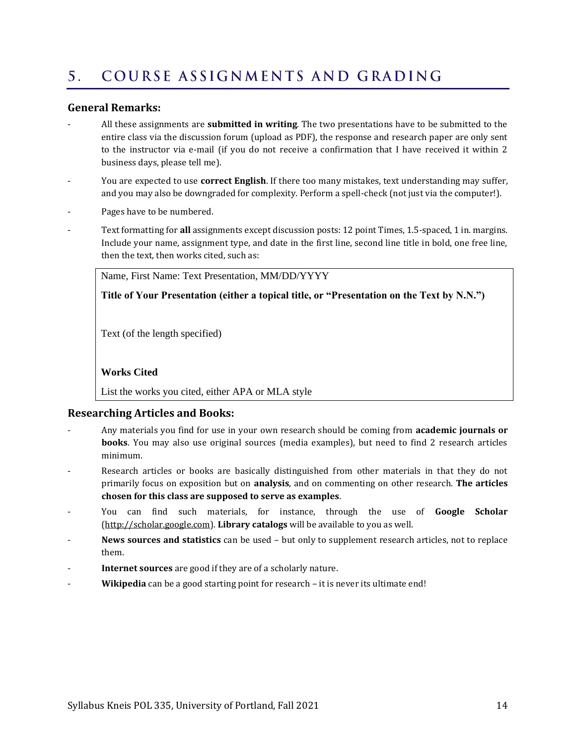# 5. COURSE ASSIGNMENTS AND GRADING

### General Remarks:

- All these assignments are **submitted in writing**. The two presentations have to be submitted to the entire class via the discussion forum (upload as PDF), the response and research paper are only sent to the instructor via e-mail (if you do not receive a confirmation that I have received it within 2 business days, please tell me).
- You are expected to use **correct English**. If there too many mistakes, text understanding may suffer, and you may also be downgraded for complexity. Perform a spell-check (not just via the computer!).
- Pages have to be numbered.
- Text formatting for **all** assignments except discussion posts: 12 point Times, 1.5-spaced, 1 in. margins. Include your name, assignment type, and date in the first line, second line title in bold, one free line, then the text, then works cited, such as:

> Name, First Name: Text Presentation, MM/DD/YYYY
>
> **Title of Your Presentation (either a topical title, or "Presentation on the Text by N.N.")**
>
> Text (of the length specified)
>
> **Works Cited**
>
> List the works you cited, either APA or MLA style

### Researching Articles and Books:

- Any materials you find for use in your own research should be coming from **academic journals or books**. You may also use original sources (media examples), but need to find 2 research articles minimum.
- Research articles or books are basically distinguished from other materials in that they do not primarily focus on exposition but on **analysis**, and on commenting on other research. **The articles chosen for this class are supposed to serve as examples**.
- You can find such materials, for instance, through the use of **Google Scholar** (http://scholar.google.com). **Library catalogs** will be available to you as well.
- **News sources and statistics** can be used – but only to supplement research articles, not to replace them.
- **Internet sources** are good if they are of a scholarly nature.
- **Wikipedia** can be a good starting point for research – it is never its ultimate end!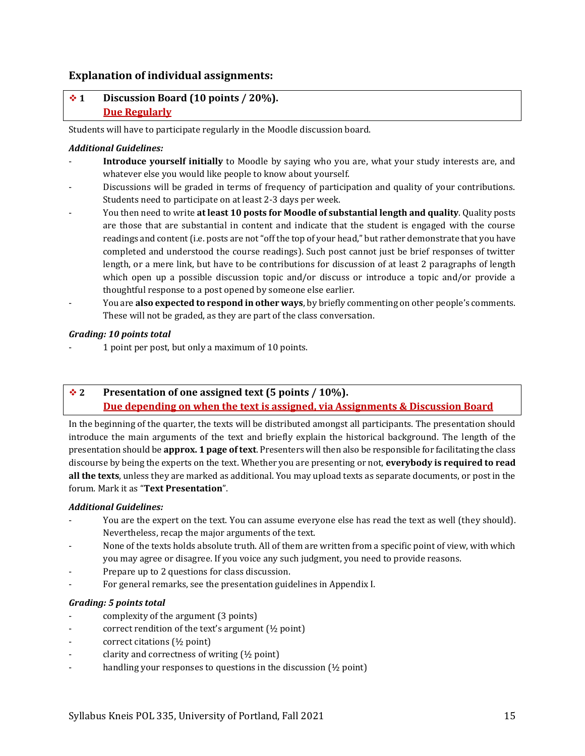## Explanation of individual assignments:

### ❖ 1 Discussion Board (10 points / 20%).
**Due Regularly**

Students will have to participate regularly in the Moodle discussion board.

***Additional Guidelines:***

- **Introduce yourself initially** to Moodle by saying who you are, what your study interests are, and whatever else you would like people to know about yourself.
- Discussions will be graded in terms of frequency of participation and quality of your contributions. Students need to participate on at least 2-3 days per week.
- You then need to write **at least 10 posts for Moodle of substantial length and quality**. Quality posts are those that are substantial in content and indicate that the student is engaged with the course readings and content (i.e. posts are not "off the top of your head," but rather demonstrate that you have completed and understood the course readings). Such post cannot just be brief responses of twitter length, or a mere link, but have to be contributions for discussion of at least 2 paragraphs of length which open up a possible discussion topic and/or discuss or introduce a topic and/or provide a thoughtful response to a post opened by someone else earlier.
- You are **also expected to respond in other ways**, by briefly commenting on other people's comments. These will not be graded, as they are part of the class conversation.

***Grading: 10 points total***

- 1 point per post, but only a maximum of 10 points.

### ❖ 2 Presentation of one assigned text (5 points / 10%).
**Due depending on when the text is assigned, via Assignments & Discussion Board**

In the beginning of the quarter, the texts will be distributed amongst all participants. The presentation should introduce the main arguments of the text and briefly explain the historical background. The length of the presentation should be **approx. 1 page of text**. Presenters will then also be responsible for facilitating the class discourse by being the experts on the text. Whether you are presenting or not, **everybody is required to read all the texts**, unless they are marked as additional. You may upload texts as separate documents, or post in the forum. Mark it as "**Text Presentation**".

***Additional Guidelines:***

- You are the expert on the text. You can assume everyone else has read the text as well (they should). Nevertheless, recap the major arguments of the text.
- None of the texts holds absolute truth. All of them are written from a specific point of view, with which you may agree or disagree. If you voice any such judgment, you need to provide reasons.
- Prepare up to 2 questions for class discussion.
- For general remarks, see the presentation guidelines in Appendix I.

***Grading: 5 points total***

- complexity of the argument (3 points)
- correct rendition of the text's argument (½ point)
- correct citations (½ point)
- clarity and correctness of writing (½ point)
- handling your responses to questions in the discussion (½ point)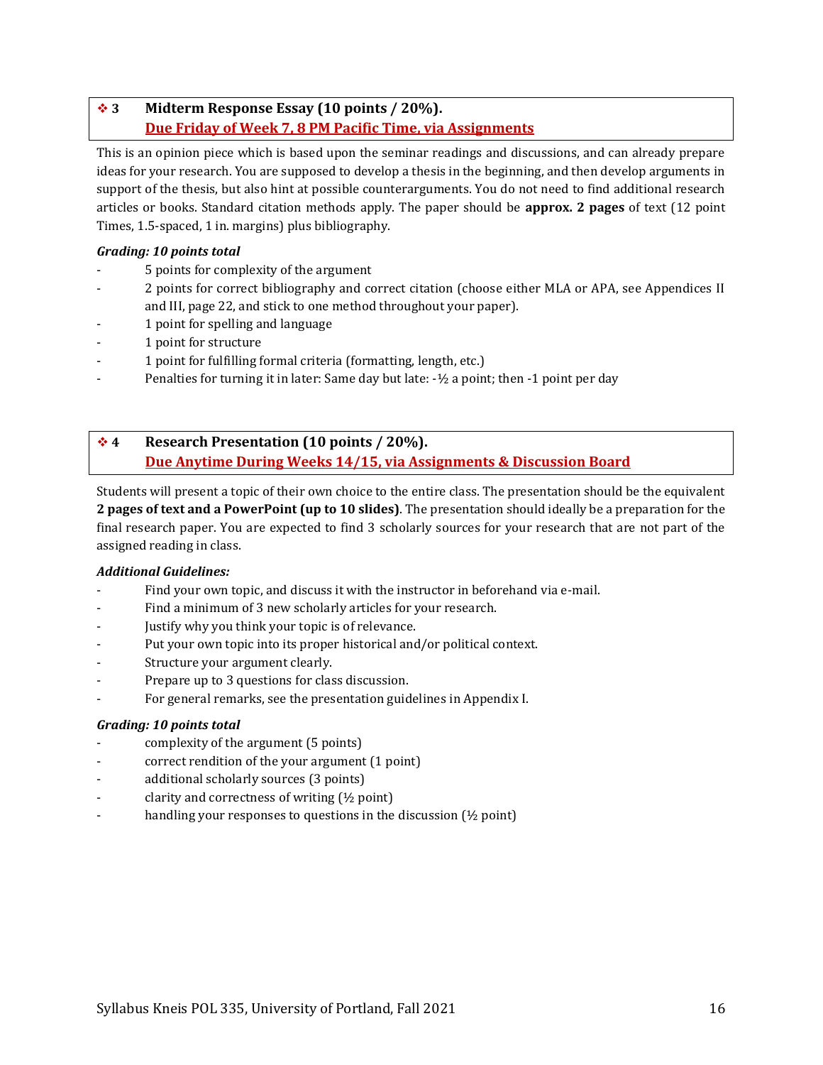### ❖ 3 Midterm Response Essay (10 points / 20%).

**Due Friday of Week 7, 8 PM Pacific Time, via Assignments**

This is an opinion piece which is based upon the seminar readings and discussions, and can already prepare ideas for your research. You are supposed to develop a thesis in the beginning, and then develop arguments in support of the thesis, but also hint at possible counterarguments. You do not need to find additional research articles or books. Standard citation methods apply. The paper should be **approx. 2 pages** of text (12 point Times, 1.5-spaced, 1 in. margins) plus bibliography.

***Grading: 10 points total***

- 5 points for complexity of the argument
- 2 points for correct bibliography and correct citation (choose either MLA or APA, see Appendices II and III, page 22, and stick to one method throughout your paper).
- 1 point for spelling and language
- 1 point for structure
- 1 point for fulfilling formal criteria (formatting, length, etc.)
- Penalties for turning it in later: Same day but late: -½ a point; then -1 point per day

### ❖ 4 Research Presentation (10 points / 20%).

**Due Anytime During Weeks 14/15, via Assignments & Discussion Board**

Students will present a topic of their own choice to the entire class. The presentation should be the equivalent **2 pages of text and a PowerPoint (up to 10 slides)**. The presentation should ideally be a preparation for the final research paper. You are expected to find 3 scholarly sources for your research that are not part of the assigned reading in class.

***Additional Guidelines:***

- Find your own topic, and discuss it with the instructor in beforehand via e-mail.
- Find a minimum of 3 new scholarly articles for your research.
- Justify why you think your topic is of relevance.
- Put your own topic into its proper historical and/or political context.
- Structure your argument clearly.
- Prepare up to 3 questions for class discussion.
- For general remarks, see the presentation guidelines in Appendix I.

***Grading: 10 points total***

- complexity of the argument (5 points)
- correct rendition of the your argument (1 point)
- additional scholarly sources (3 points)
- clarity and correctness of writing (½ point)
- handling your responses to questions in the discussion (½ point)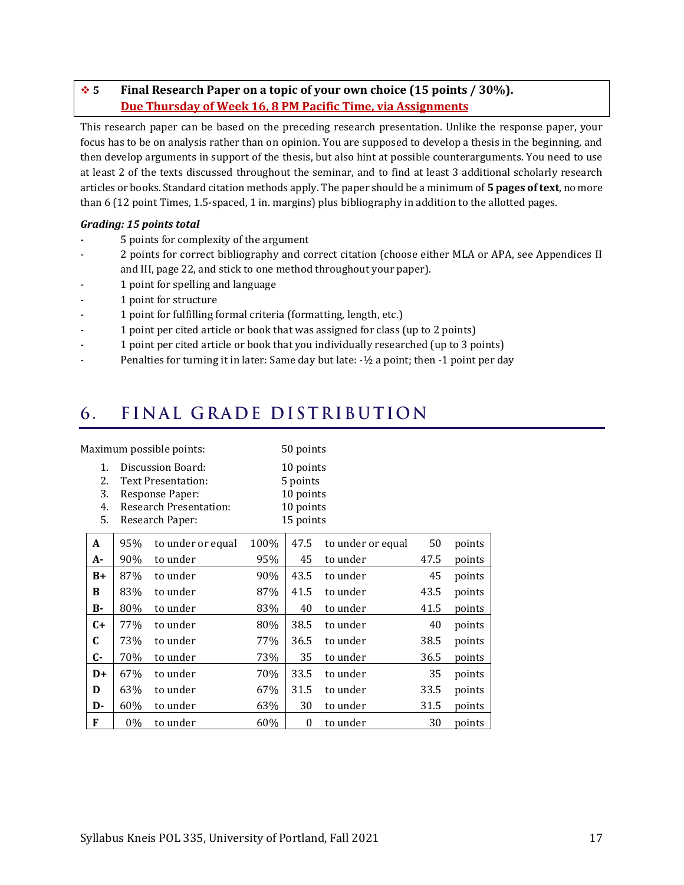### ❖ 5 Final Research Paper on a topic of your own choice (15 points / 30%).

**Due Thursday of Week 16, 8 PM Pacific Time, via Assignments**

This research paper can be based on the preceding research presentation. Unlike the response paper, your focus has to be on analysis rather than on opinion. You are supposed to develop a thesis in the beginning, and then develop arguments in support of the thesis, but also hint at possible counterarguments. You need to use at least 2 of the texts discussed throughout the seminar, and to find at least 3 additional scholarly research articles or books. Standard citation methods apply. The paper should be a minimum of **5 pages of text**, no more than 6 (12 point Times, 1.5-spaced, 1 in. margins) plus bibliography in addition to the allotted pages.

***Grading: 15 points total***

- 5 points for complexity of the argument
- 2 points for correct bibliography and correct citation (choose either MLA or APA, see Appendices II and III, page 22, and stick to one method throughout your paper).
- 1 point for spelling and language
- 1 point for structure
- 1 point for fulfilling formal criteria (formatting, length, etc.)
- 1 point per cited article or book that was assigned for class (up to 2 points)
- 1 point per cited article or book that you individually researched (up to 3 points)
- Penalties for turning it in later: Same day but late: -½ a point; then -1 point per day

## 6. FINAL GRADE DISTRIBUTION

Maximum possible points: 50 points

1. Discussion Board: 10 points
2. Text Presentation: 5 points
3. Response Paper: 10 points
4. Research Presentation: 10 points
5. Research Paper: 15 points

| Grade | From | | To | From | | To | |
|---|---|---|---|---|---|---|---|
| A | 95% | to under or equal | 100% | 47.5 | to under or equal | 50 | points |
| A- | 90% | to under | 95% | 45 | to under | 47.5 | points |
| B+ | 87% | to under | 90% | 43.5 | to under | 45 | points |
| B | 83% | to under | 87% | 41.5 | to under | 43.5 | points |
| B- | 80% | to under | 83% | 40 | to under | 41.5 | points |
| C+ | 77% | to under | 80% | 38.5 | to under | 40 | points |
| C | 73% | to under | 77% | 36.5 | to under | 38.5 | points |
| C- | 70% | to under | 73% | 35 | to under | 36.5 | points |
| D+ | 67% | to under | 70% | 33.5 | to under | 35 | points |
| D | 63% | to under | 67% | 31.5 | to under | 33.5 | points |
| D- | 60% | to under | 63% | 30 | to under | 31.5 | points |
| F | 0% | to under | 60% | 0 | to under | 30 | points |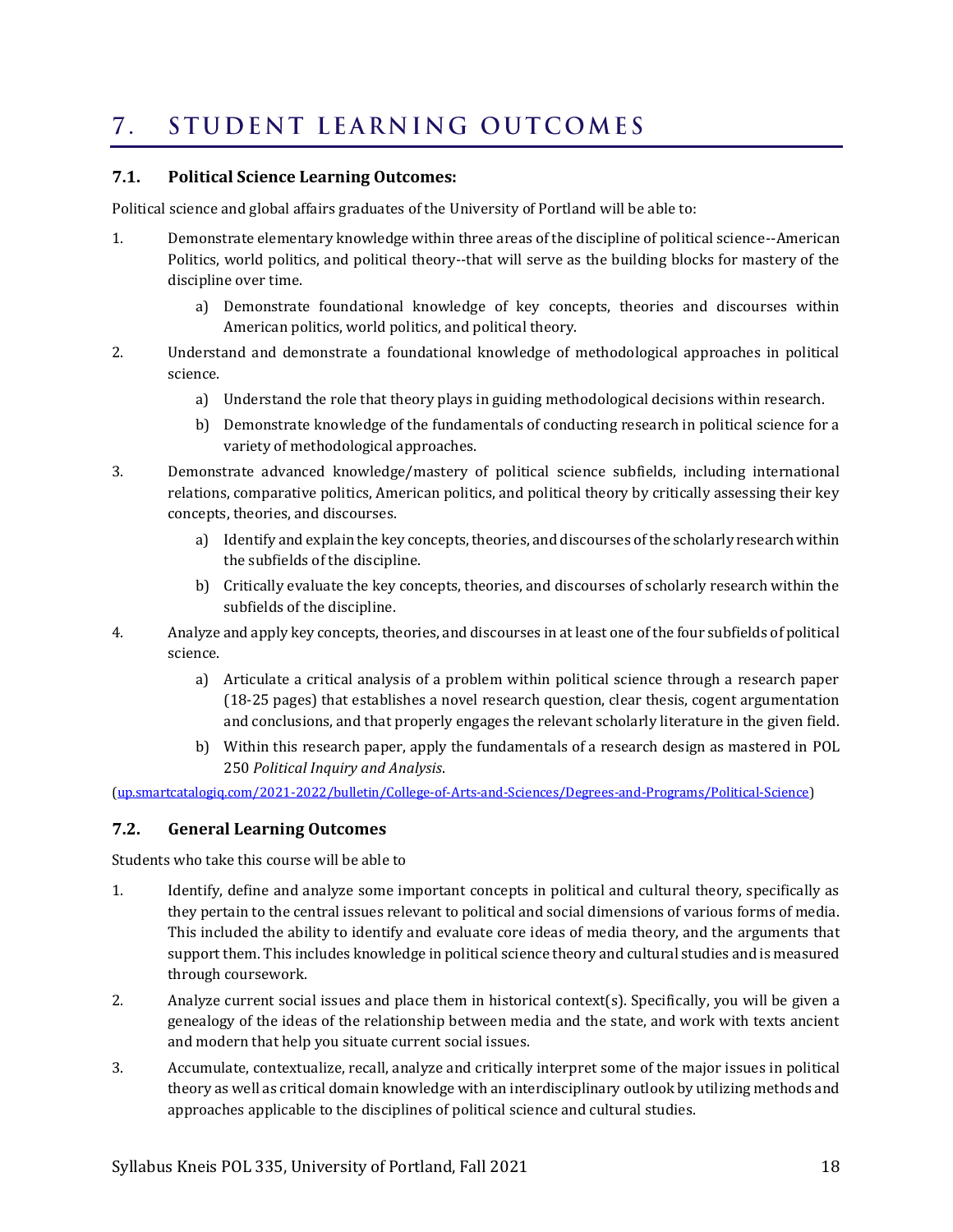# 7. STUDENT LEARNING OUTCOMES

## 7.1. Political Science Learning Outcomes:

Political science and global affairs graduates of the University of Portland will be able to:

1. Demonstrate elementary knowledge within three areas of the discipline of political science--American Politics, world politics, and political theory--that will serve as the building blocks for mastery of the discipline over time.
    a) Demonstrate foundational knowledge of key concepts, theories and discourses within American politics, world politics, and political theory.
2. Understand and demonstrate a foundational knowledge of methodological approaches in political science.
    a) Understand the role that theory plays in guiding methodological decisions within research.
    b) Demonstrate knowledge of the fundamentals of conducting research in political science for a variety of methodological approaches.
3. Demonstrate advanced knowledge/mastery of political science subfields, including international relations, comparative politics, American politics, and political theory by critically assessing their key concepts, theories, and discourses.
    a) Identify and explain the key concepts, theories, and discourses of the scholarly research within the subfields of the discipline.
    b) Critically evaluate the key concepts, theories, and discourses of scholarly research within the subfields of the discipline.
4. Analyze and apply key concepts, theories, and discourses in at least one of the four subfields of political science.
    a) Articulate a critical analysis of a problem within political science through a research paper (18-25 pages) that establishes a novel research question, clear thesis, cogent argumentation and conclusions, and that properly engages the relevant scholarly literature in the given field.
    b) Within this research paper, apply the fundamentals of a research design as mastered in POL 250 *Political Inquiry and Analysis*.

(up.smartcatalogiq.com/2021-2022/bulletin/College-of-Arts-and-Sciences/Degrees-and-Programs/Political-Science)

## 7.2. General Learning Outcomes

Students who take this course will be able to

1. Identify, define and analyze some important concepts in political and cultural theory, specifically as they pertain to the central issues relevant to political and social dimensions of various forms of media. This included the ability to identify and evaluate core ideas of media theory, and the arguments that support them. This includes knowledge in political science theory and cultural studies and is measured through coursework.
2. Analyze current social issues and place them in historical context(s). Specifically, you will be given a genealogy of the ideas of the relationship between media and the state, and work with texts ancient and modern that help you situate current social issues.
3. Accumulate, contextualize, recall, analyze and critically interpret some of the major issues in political theory as well as critical domain knowledge with an interdisciplinary outlook by utilizing methods and approaches applicable to the disciplines of political science and cultural studies.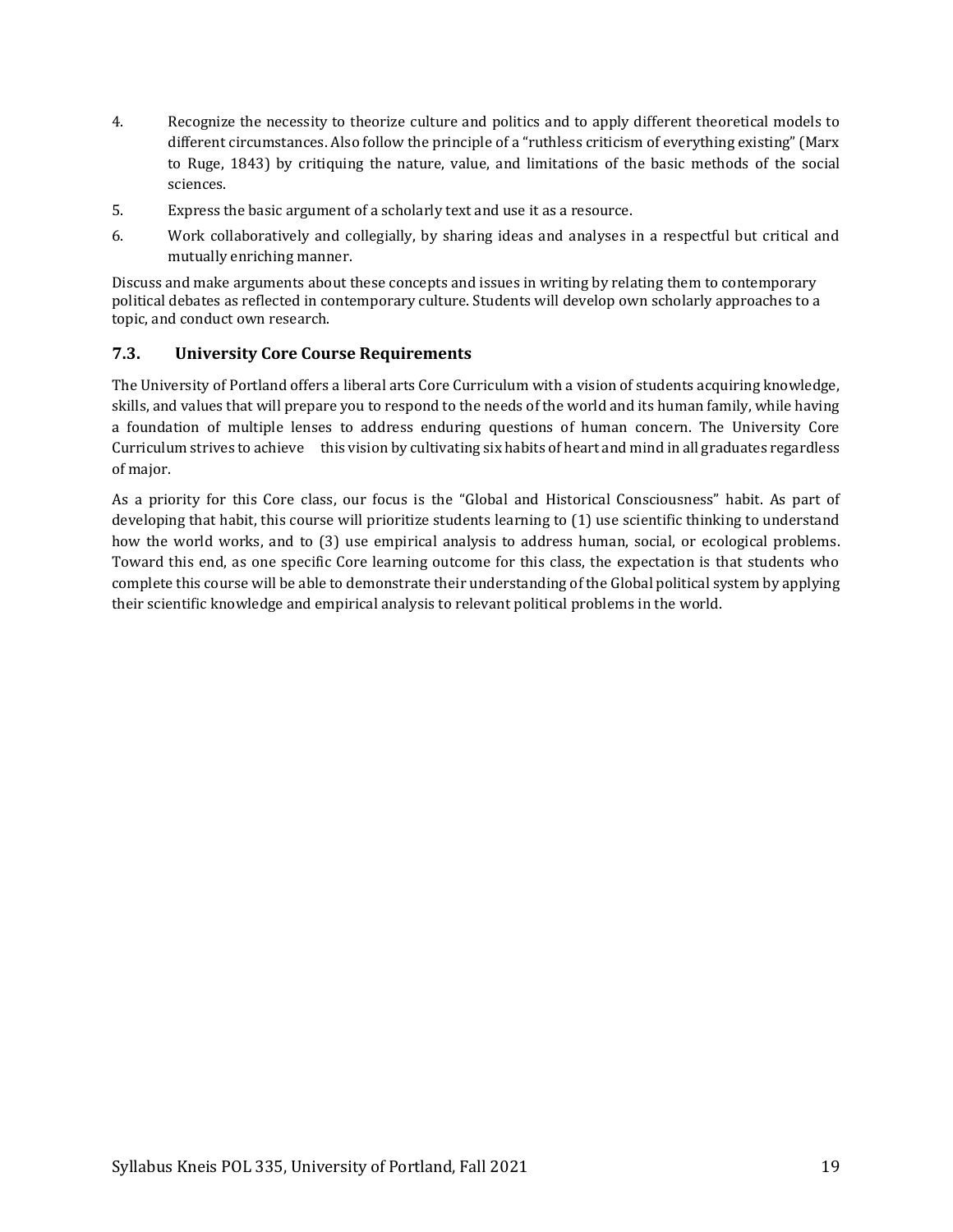4. Recognize the necessity to theorize culture and politics and to apply different theoretical models to different circumstances. Also follow the principle of a "ruthless criticism of everything existing" (Marx to Ruge, 1843) by critiquing the nature, value, and limitations of the basic methods of the social sciences.
5. Express the basic argument of a scholarly text and use it as a resource.
6. Work collaboratively and collegially, by sharing ideas and analyses in a respectful but critical and mutually enriching manner.

Discuss and make arguments about these concepts and issues in writing by relating them to contemporary political debates as reflected in contemporary culture. Students will develop own scholarly approaches to a topic, and conduct own research.

### 7.3. University Core Course Requirements

The University of Portland offers a liberal arts Core Curriculum with a vision of students acquiring knowledge, skills, and values that will prepare you to respond to the needs of the world and its human family, while having a foundation of multiple lenses to address enduring questions of human concern. The University Core Curriculum strives to achieve this vision by cultivating six habits of heart and mind in all graduates regardless of major.

As a priority for this Core class, our focus is the "Global and Historical Consciousness" habit. As part of developing that habit, this course will prioritize students learning to (1) use scientific thinking to understand how the world works, and to (3) use empirical analysis to address human, social, or ecological problems. Toward this end, as one specific Core learning outcome for this class, the expectation is that students who complete this course will be able to demonstrate their understanding of the Global political system by applying their scientific knowledge and empirical analysis to relevant political problems in the world.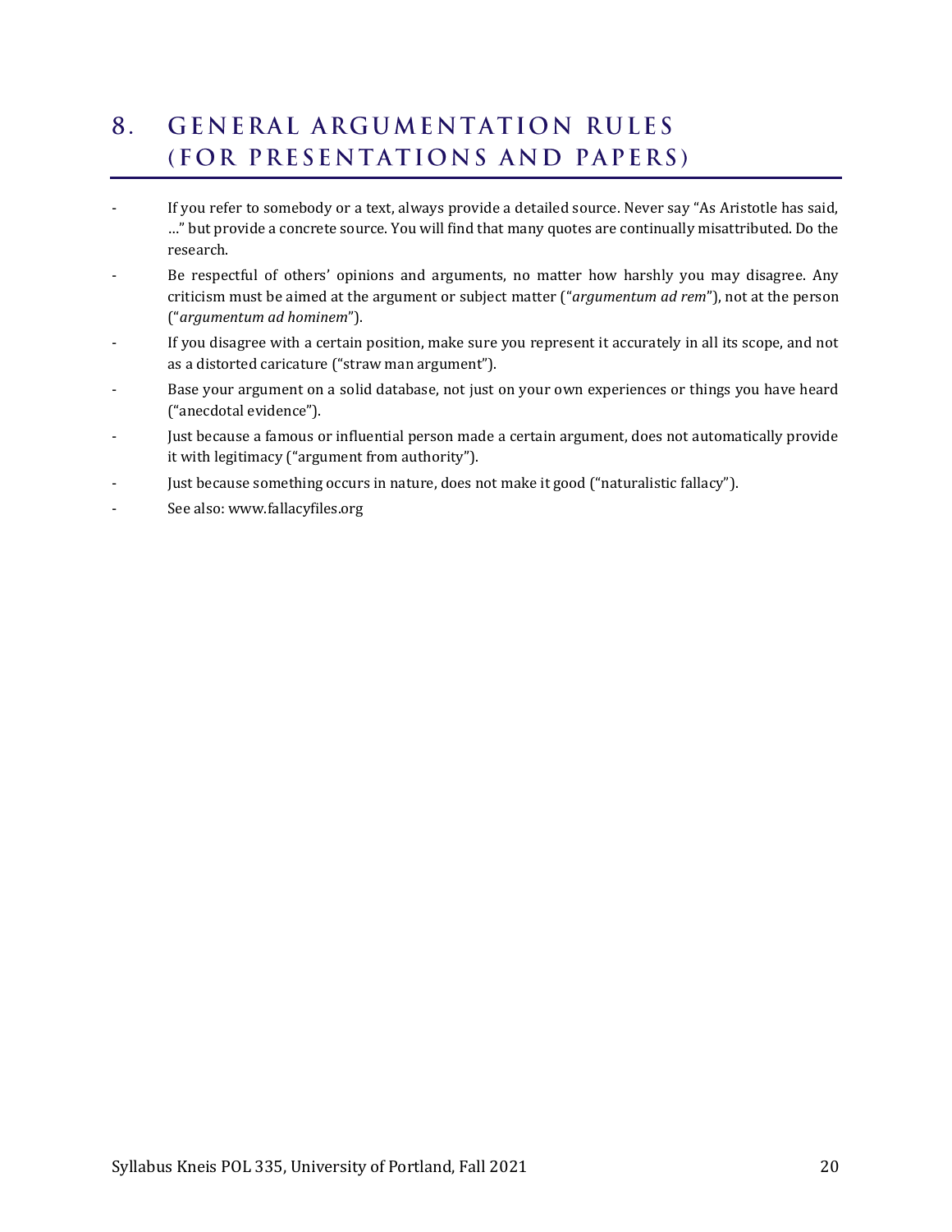# 8. GENERAL ARGUMENTATION RULES (FOR PRESENTATIONS AND PAPERS)

- If you refer to somebody or a text, always provide a detailed source. Never say "As Aristotle has said, …" but provide a concrete source. You will find that many quotes are continually misattributed. Do the research.
- Be respectful of others' opinions and arguments, no matter how harshly you may disagree. Any criticism must be aimed at the argument or subject matter ("*argumentum ad rem*"), not at the person ("*argumentum ad hominem*").
- If you disagree with a certain position, make sure you represent it accurately in all its scope, and not as a distorted caricature ("straw man argument").
- Base your argument on a solid database, not just on your own experiences or things you have heard ("anecdotal evidence").
- Just because a famous or influential person made a certain argument, does not automatically provide it with legitimacy ("argument from authority").
- Just because something occurs in nature, does not make it good ("naturalistic fallacy").
- See also: www.fallacyfiles.org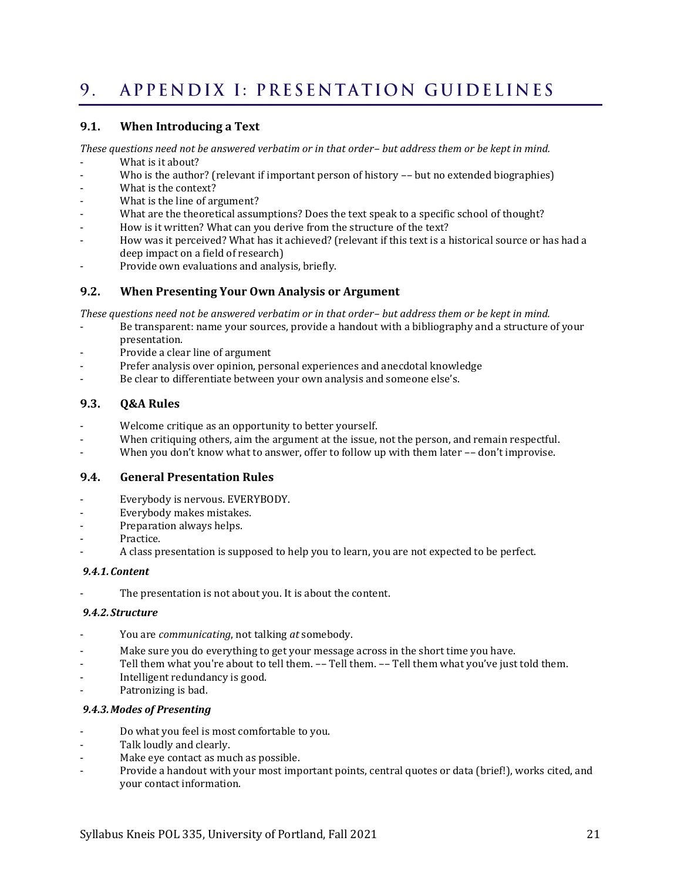# 9. APPENDIX I: PRESENTATION GUIDELINES

## 9.1. When Introducing a Text

*These questions need not be answered verbatim or in that order– but address them or be kept in mind.*

- What is it about?
- Who is the author? (relevant if important person of history –– but no extended biographies)
- What is the context?
- What is the line of argument?
- What are the theoretical assumptions? Does the text speak to a specific school of thought?
- How is it written? What can you derive from the structure of the text?
- How was it perceived? What has it achieved? (relevant if this text is a historical source or has had a deep impact on a field of research)
- Provide own evaluations and analysis, briefly.

## 9.2. When Presenting Your Own Analysis or Argument

*These questions need not be answered verbatim or in that order– but address them or be kept in mind.*

- Be transparent: name your sources, provide a handout with a bibliography and a structure of your presentation.
- Provide a clear line of argument
- Prefer analysis over opinion, personal experiences and anecdotal knowledge
- Be clear to differentiate between your own analysis and someone else's.

## 9.3. Q&A Rules

- Welcome critique as an opportunity to better yourself.
- When critiquing others, aim the argument at the issue, not the person, and remain respectful.
- When you don't know what to answer, offer to follow up with them later –– don't improvise.

## 9.4. General Presentation Rules

- Everybody is nervous. EVERYBODY.
- Everybody makes mistakes.
- Preparation always helps.
- Practice.
- A class presentation is supposed to help you to learn, you are not expected to be perfect.

### *9.4.1. Content*

- The presentation is not about you. It is about the content.

### *9.4.2. Structure*

- You are *communicating*, not talking *at* somebody.
- Make sure you do everything to get your message across in the short time you have.
- Tell them what you're about to tell them. –– Tell them. –– Tell them what you've just told them.
- Intelligent redundancy is good.
- Patronizing is bad.

### *9.4.3. Modes of Presenting*

- Do what you feel is most comfortable to you.
- Talk loudly and clearly.
- Make eye contact as much as possible.
- Provide a handout with your most important points, central quotes or data (brief!), works cited, and your contact information.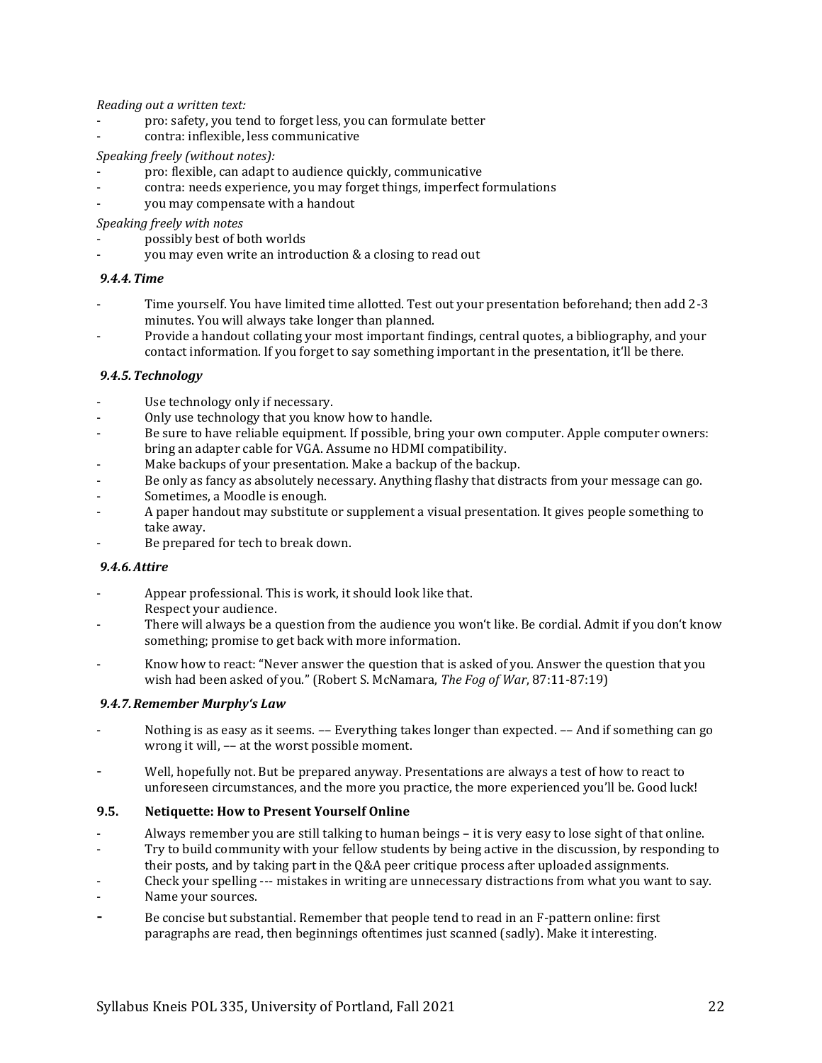*Reading out a written text:*

- pro: safety, you tend to forget less, you can formulate better
- contra: inflexible, less communicative

*Speaking freely (without notes):*

- pro: flexible, can adapt to audience quickly, communicative
- contra: needs experience, you may forget things, imperfect formulations
- you may compensate with a handout

*Speaking freely with notes*

- possibly best of both worlds
- you may even write an introduction & a closing to read out

#### *9.4.4. Time*

- Time yourself. You have limited time allotted. Test out your presentation beforehand; then add 2-3 minutes. You will always take longer than planned.
- Provide a handout collating your most important findings, central quotes, a bibliography, and your contact information. If you forget to say something important in the presentation, it'll be there.

#### *9.4.5. Technology*

- Use technology only if necessary.
- Only use technology that you know how to handle.
- Be sure to have reliable equipment. If possible, bring your own computer. Apple computer owners: bring an adapter cable for VGA. Assume no HDMI compatibility.
- Make backups of your presentation. Make a backup of the backup.
- Be only as fancy as absolutely necessary. Anything flashy that distracts from your message can go.
- Sometimes, a Moodle is enough.
- A paper handout may substitute or supplement a visual presentation. It gives people something to take away.
- Be prepared for tech to break down.

#### *9.4.6. Attire*

- Appear professional. This is work, it should look like that.
  Respect your audience.
- There will always be a question from the audience you won't like. Be cordial. Admit if you don't know something; promise to get back with more information.
- Know how to react: "Never answer the question that is asked of you. Answer the question that you wish had been asked of you." (Robert S. McNamara, *The Fog of War*, 87:11-87:19)

#### *9.4.7. Remember Murphy's Law*

- Nothing is as easy as it seems. –– Everything takes longer than expected. –– And if something can go wrong it will, –– at the worst possible moment.
- Well, hopefully not. But be prepared anyway. Presentations are always a test of how to react to unforeseen circumstances, and the more you practice, the more experienced you'll be. Good luck!

### 9.5. Netiquette: How to Present Yourself Online

- Always remember you are still talking to human beings – it is very easy to lose sight of that online.
- Try to build community with your fellow students by being active in the discussion, by responding to their posts, and by taking part in the Q&A peer critique process after uploaded assignments.
- Check your spelling --- mistakes in writing are unnecessary distractions from what you want to say.
- Name your sources.
- Be concise but substantial. Remember that people tend to read in an F-pattern online: first paragraphs are read, then beginnings oftentimes just scanned (sadly). Make it interesting.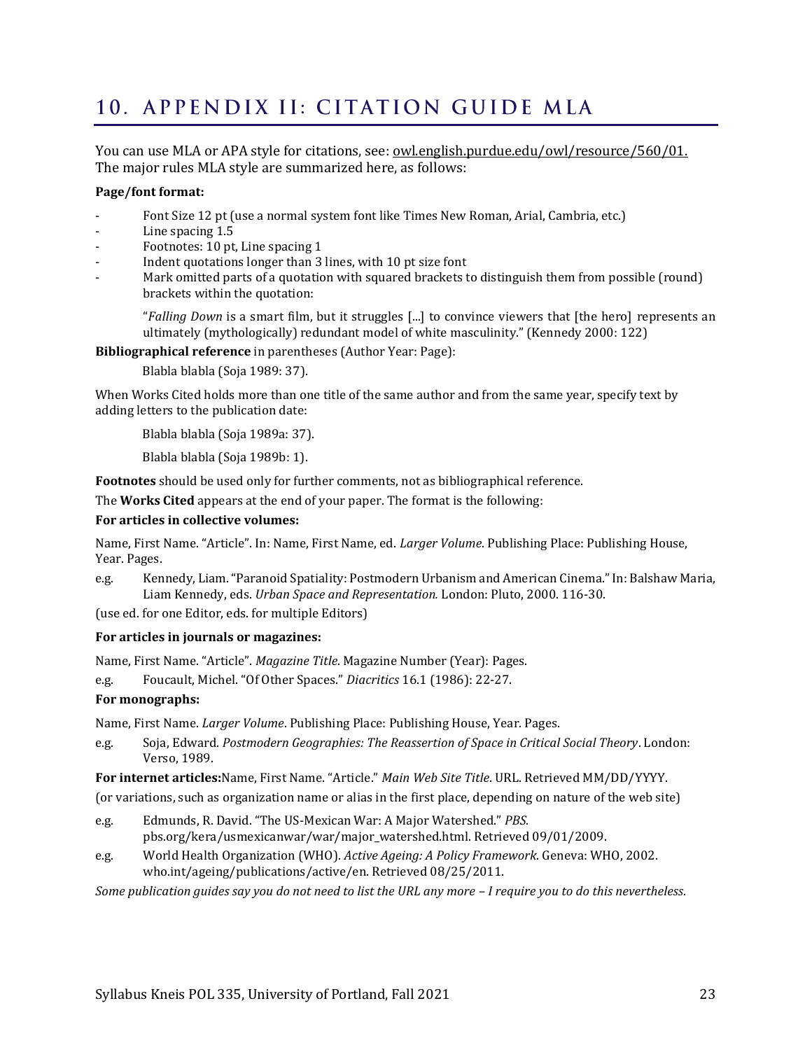# 10. APPENDIX II: CITATION GUIDE MLA

You can use MLA or APA style for citations, see: owl.english.purdue.edu/owl/resource/560/01. The major rules MLA style are summarized here, as follows:

**Page/font format:**

- Font Size 12 pt (use a normal system font like Times New Roman, Arial, Cambria, etc.)
- Line spacing 1.5
- Footnotes: 10 pt, Line spacing 1
- Indent quotations longer than 3 lines, with 10 pt size font
- Mark omitted parts of a quotation with squared brackets to distinguish them from possible (round) brackets within the quotation:

> "*Falling Down* is a smart film, but it struggles [...] to convince viewers that [the hero] represents an ultimately (mythologically) redundant model of white masculinity." (Kennedy 2000: 122)

**Bibliographical reference** in parentheses (Author Year: Page):

> Blabla blabla (Soja 1989: 37).

When Works Cited holds more than one title of the same author and from the same year, specify text by adding letters to the publication date:

> Blabla blabla (Soja 1989a: 37).
>
> Blabla blabla (Soja 1989b: 1).

**Footnotes** should be used only for further comments, not as bibliographical reference.

The **Works Cited** appears at the end of your paper. The format is the following:

**For articles in collective volumes:**

Name, First Name. "Article". In: Name, First Name, ed. *Larger Volume*. Publishing Place: Publishing House, Year. Pages.

e.g. Kennedy, Liam. "Paranoid Spatiality: Postmodern Urbanism and American Cinema." In: Balshaw Maria, Liam Kennedy, eds. *Urban Space and Representation.* London: Pluto, 2000. 116-30.

(use ed. for one Editor, eds. for multiple Editors)

**For articles in journals or magazines:**

Name, First Name. "Article". *Magazine Title*. Magazine Number (Year): Pages.

e.g. Foucault, Michel. "Of Other Spaces." *Diacritics* 16.1 (1986): 22-27.

**For monographs:**

Name, First Name. *Larger Volume*. Publishing Place: Publishing House, Year. Pages.

e.g. Soja, Edward. *Postmodern Geographies: The Reassertion of Space in Critical Social Theory*. London: Verso, 1989.

**For internet articles:**Name, First Name. "Article." *Main Web Site Title*. URL. Retrieved MM/DD/YYYY.

(or variations, such as organization name or alias in the first place, depending on nature of the web site)

e.g. Edmunds, R. David. "The US-Mexican War: A Major Watershed." *PBS*. pbs.org/kera/usmexicanwar/war/major_watershed.html. Retrieved 09/01/2009.

e.g. World Health Organization (WHO). *Active Ageing: A Policy Framework*. Geneva: WHO, 2002. who.int/ageing/publications/active/en. Retrieved 08/25/2011.

*Some publication guides say you do not need to list the URL any more – I require you to do this nevertheless.*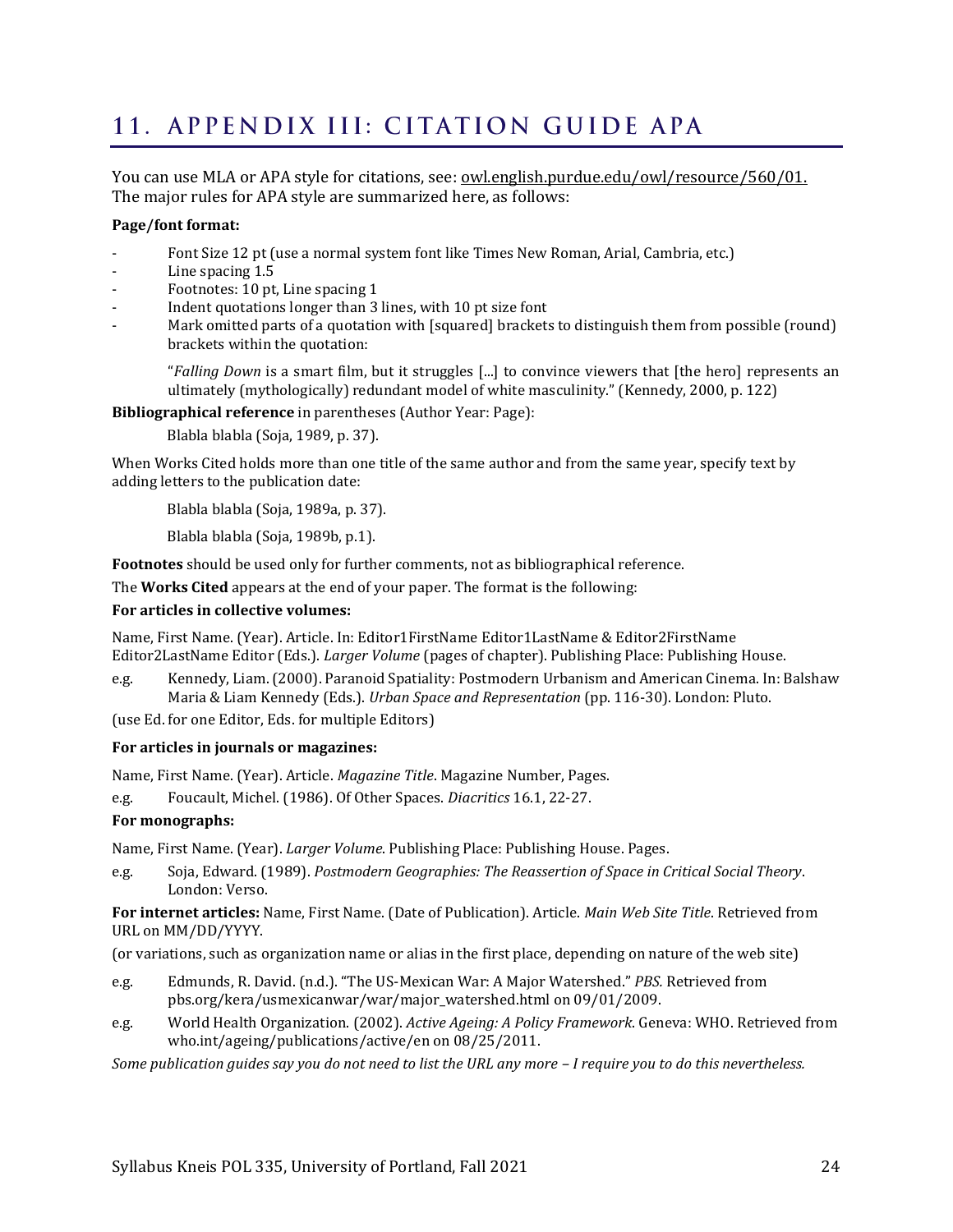# 11. APPENDIX III: CITATION GUIDE APA

You can use MLA or APA style for citations, see: owl.english.purdue.edu/owl/resource/560/01. The major rules for APA style are summarized here, as follows:

**Page/font format:**

- Font Size 12 pt (use a normal system font like Times New Roman, Arial, Cambria, etc.)
- Line spacing 1.5
- Footnotes: 10 pt, Line spacing 1
- Indent quotations longer than 3 lines, with 10 pt size font
- Mark omitted parts of a quotation with [squared] brackets to distinguish them from possible (round) brackets within the quotation:

> "*Falling Down* is a smart film, but it struggles [...] to convince viewers that [the hero] represents an ultimately (mythologically) redundant model of white masculinity." (Kennedy, 2000, p. 122)

**Bibliographical reference** in parentheses (Author Year: Page):

> Blabla blabla (Soja, 1989, p. 37).

When Works Cited holds more than one title of the same author and from the same year, specify text by adding letters to the publication date:

> Blabla blabla (Soja, 1989a, p. 37).
>
> Blabla blabla (Soja, 1989b, p.1).

**Footnotes** should be used only for further comments, not as bibliographical reference.

The **Works Cited** appears at the end of your paper. The format is the following:

**For articles in collective volumes:**

Name, First Name. (Year). Article. In: Editor1FirstName Editor1LastName & Editor2FirstName Editor2LastName Editor (Eds.). *Larger Volume* (pages of chapter). Publishing Place: Publishing House.

e.g. Kennedy, Liam. (2000). Paranoid Spatiality: Postmodern Urbanism and American Cinema. In: Balshaw Maria & Liam Kennedy (Eds.). *Urban Space and Representation* (pp. 116-30). London: Pluto.

(use Ed. for one Editor, Eds. for multiple Editors)

**For articles in journals or magazines:**

Name, First Name. (Year). Article. *Magazine Title*. Magazine Number, Pages.

e.g. Foucault, Michel. (1986). Of Other Spaces. *Diacritics* 16.1, 22-27.

**For monographs:**

Name, First Name. (Year). *Larger Volume*. Publishing Place: Publishing House. Pages.

e.g. Soja, Edward. (1989). *Postmodern Geographies: The Reassertion of Space in Critical Social Theory*. London: Verso.

**For internet articles:** Name, First Name. (Date of Publication). Article. *Main Web Site Title*. Retrieved from URL on MM/DD/YYYY.

(or variations, such as organization name or alias in the first place, depending on nature of the web site)

e.g. Edmunds, R. David. (n.d.). "The US-Mexican War: A Major Watershed." *PBS.* Retrieved from pbs.org/kera/usmexicanwar/war/major_watershed.html on 09/01/2009.

e.g. World Health Organization. (2002). *Active Ageing: A Policy Framework*. Geneva: WHO. Retrieved from who.int/ageing/publications/active/en on 08/25/2011.

*Some publication guides say you do not need to list the URL any more – I require you to do this nevertheless.*